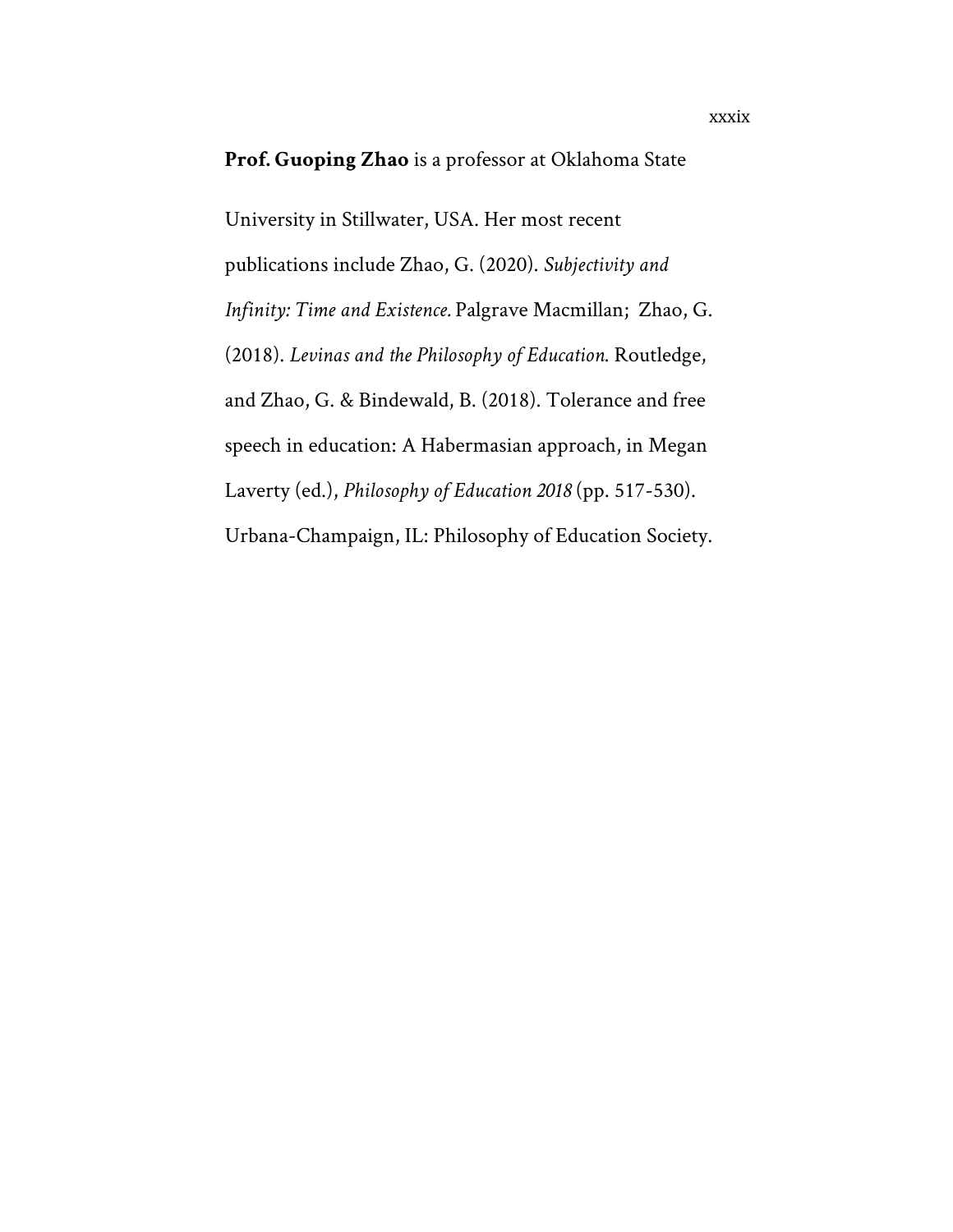**Prof. Guoping Zhao** is a professor at Oklahoma State University in Stillwater, USA. Her most recent publications include Zhao, G. (2020). *Subjectivity and Infinity: Time and Existence.* Palgrave Macmillan; Zhao, G. (2018). *Levinas and the Philosophy of Education*. Routledge, and Zhao, G. & Bindewald, B. (2018). Tolerance and free speech in education: A Habermasian approach, in Megan Laverty (ed.), *Philosophy of Education 2018* (pp. 517-530). Urbana-Champaign, IL: Philosophy of Education Society.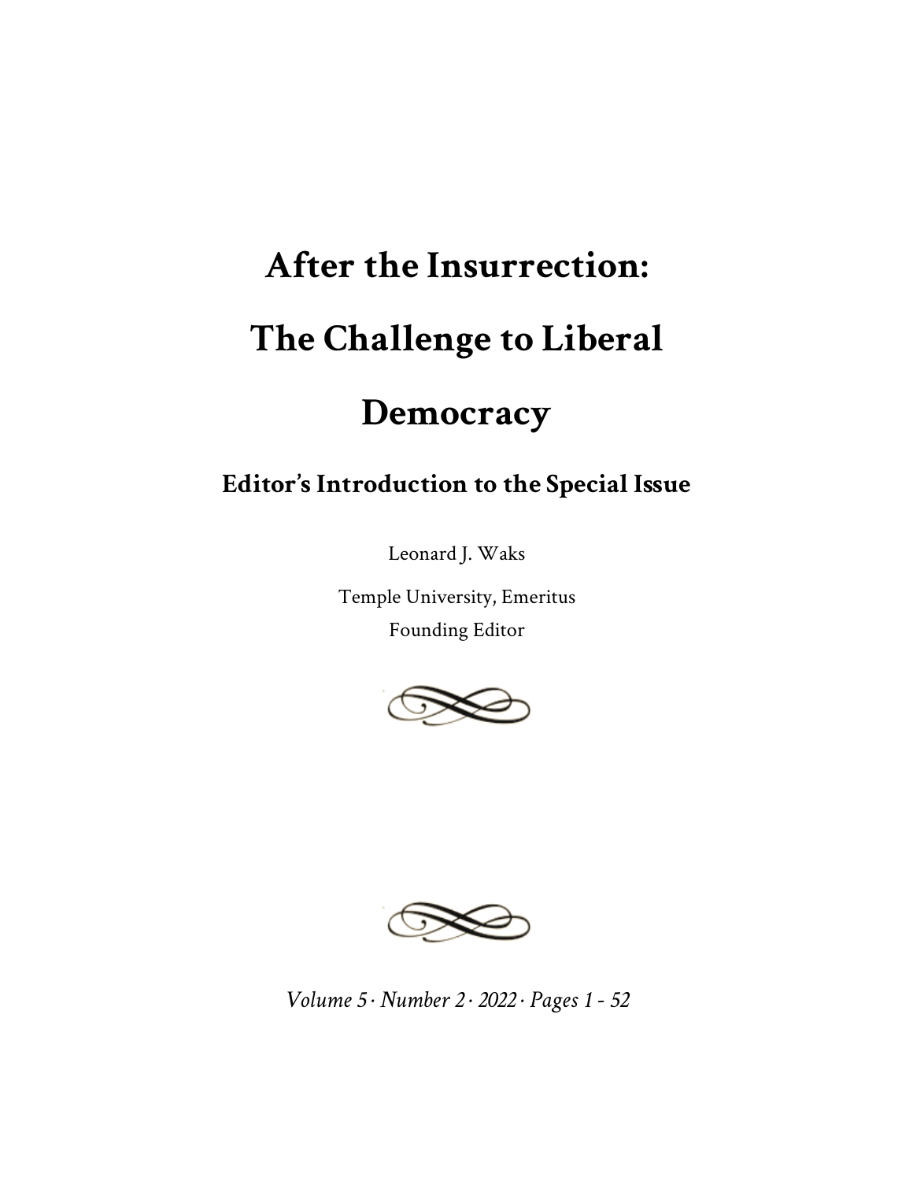# After the Insurrection: The Challenge to Liberal Democracy

## Editor's Introduction to the Special Issue

Leonard J. Waks

Temple University, Emeritus

Founding Editor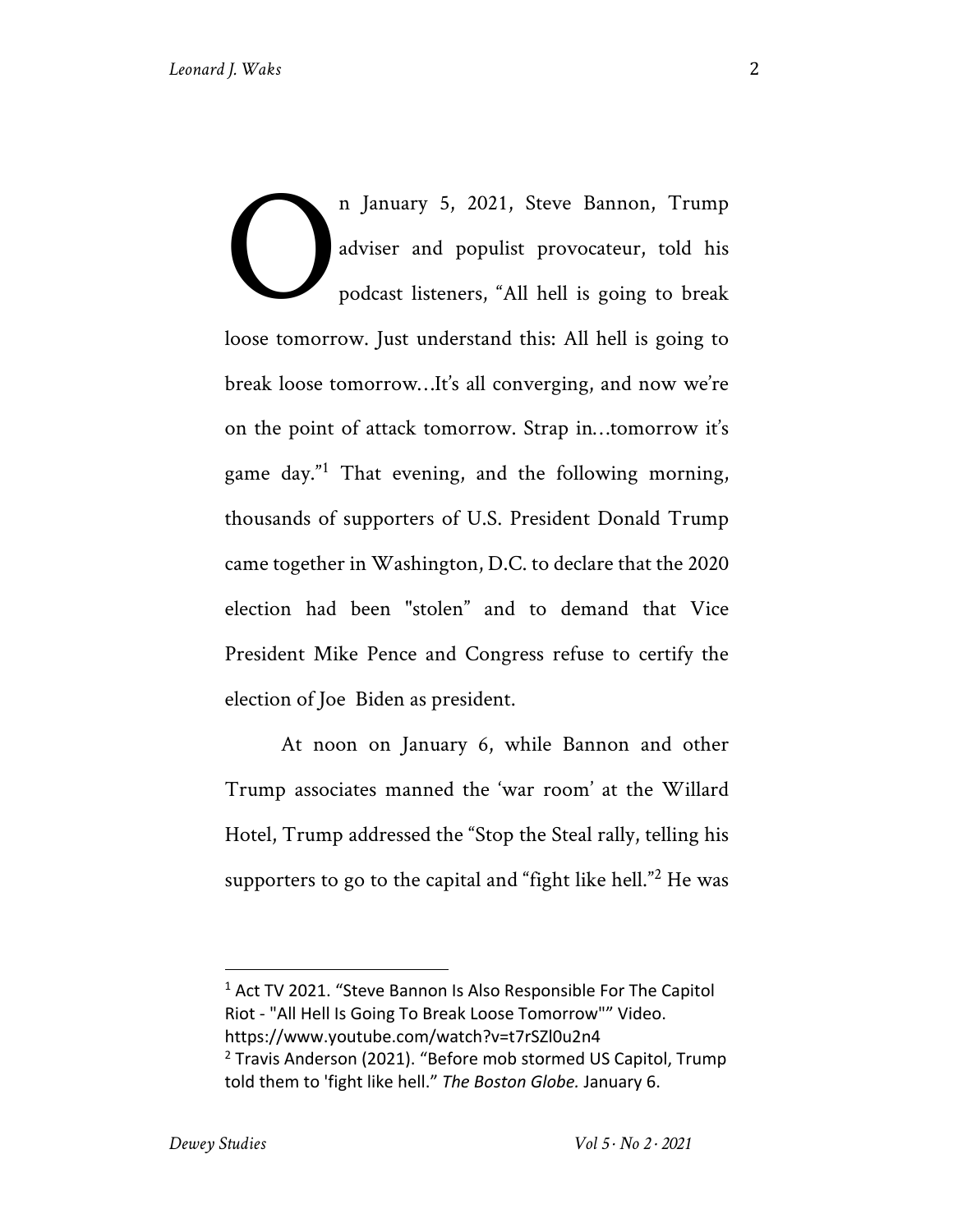On January 5, 2021, Steve Bannon, Trump adviser and populist provocateur, told his podcast listeners, "All hell is going to break loose tomorrow. Just understand this: All hell is going to break loose tomorrow…It's all converging, and now we're on the point of attack tomorrow. Strap in…tomorrow it's game day."[1] That evening, and the following morning, thousands of supporters of U.S. President Donald Trump came together in Washington, D.C. to declare that the 2020 election had been "stolen" and to demand that Vice President Mike Pence and Congress refuse to certify the election of Joe Biden as president.

At noon on January 6, while Bannon and other Trump associates manned the 'war room' at the Willard Hotel, Trump addressed the "Stop the Steal rally, telling his supporters to go to the capital and "fight like hell."[2] He was

---

[1] Act TV 2021. "Steve Bannon Is Also Responsible For The Capitol Riot - "All Hell Is Going To Break Loose Tomorrow"" Video. https://www.youtube.com/watch?v=t7rSZl0u2n4

[2] Travis Anderson (2021). "Before mob stormed US Capitol, Trump told them to 'fight like hell." *The Boston Globe.* January 6.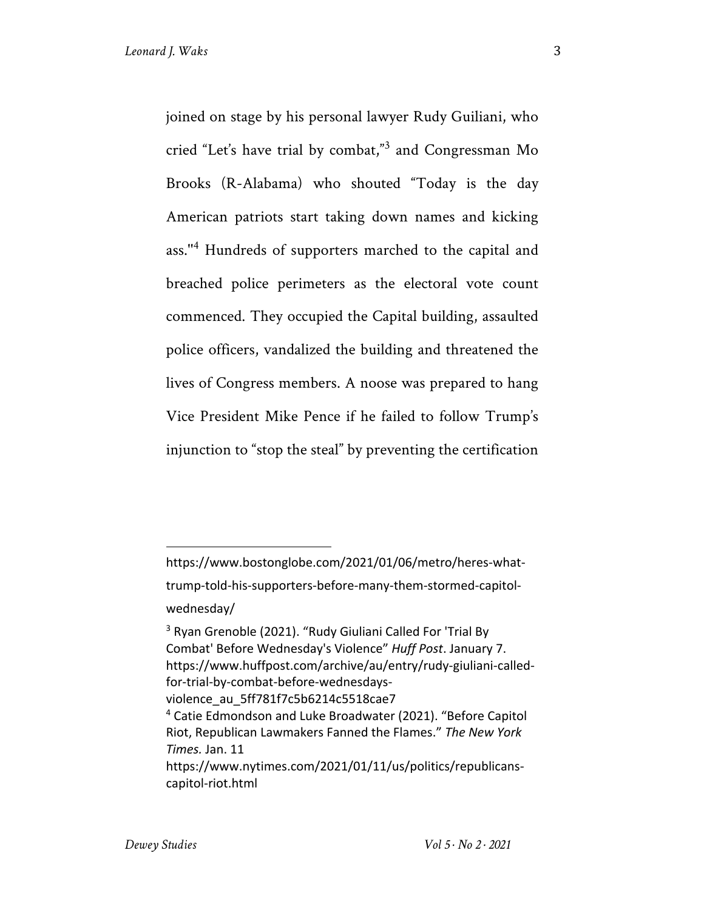joined on stage by his personal lawyer Rudy Guiliani, who cried "Let's have trial by combat,"[3] and Congressman Mo Brooks (R-Alabama) who shouted "Today is the day American patriots start taking down names and kicking ass."[4] Hundreds of supporters marched to the capital and breached police perimeters as the electoral vote count commenced. They occupied the Capital building, assaulted police officers, vandalized the building and threatened the lives of Congress members. A noose was prepared to hang Vice President Mike Pence if he failed to follow Trump's injunction to "stop the steal" by preventing the certification

---

https://www.bostonglobe.com/2021/01/06/metro/heres-what-trump-told-his-supporters-before-many-them-stormed-capitol-wednesday/

[3] Ryan Grenoble (2021). "Rudy Giuliani Called For 'Trial By Combat' Before Wednesday's Violence" *Huff Post*. January 7. https://www.huffpost.com/archive/au/entry/rudy-giuliani-called-for-trial-by-combat-before-wednesdays-violence_au_5ff781f7c5b6214c5518cae7

[4] Catie Edmondson and Luke Broadwater (2021). "Before Capitol Riot, Republican Lawmakers Fanned the Flames." *The New York Times.* Jan. 11 https://www.nytimes.com/2021/01/11/us/politics/republicans-capitol-riot.html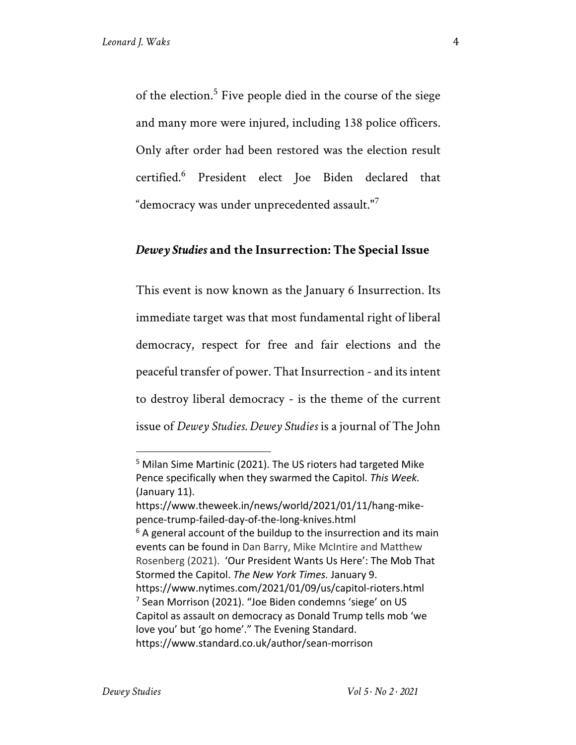of the election.[5] Five people died in the course of the siege and many more were injured, including 138 police officers. Only after order had been restored was the election result certified.[6] President elect Joe Biden declared that "democracy was under unprecedented assault."[7]

## *Dewey Studies* and the Insurrection: The Special Issue

This event is now known as the January 6 Insurrection. Its immediate target was that most fundamental right of liberal democracy, respect for free and fair elections and the peaceful transfer of power. That Insurrection - and its intent to destroy liberal democracy - is the theme of the current issue of *Dewey Studies. Dewey Studies* is a journal of The John

---

[5] Milan Sime Martinic (2021). The US rioters had targeted Mike Pence specifically when they swarmed the Capitol. *This Week.* (January 11). https://www.theweek.in/news/world/2021/01/11/hang-mike-pence-trump-failed-day-of-the-long-knives.html

[6] A general account of the buildup to the insurrection and its main events can be found in Dan Barry, Mike McIntire and Matthew Rosenberg (2021). 'Our President Wants Us Here': The Mob That Stormed the Capitol. *The New York Times.* January 9. https://www.nytimes.com/2021/01/09/us/capitol-rioters.html

[7] Sean Morrison (2021). "Joe Biden condemns 'siege' on US Capitol as assault on democracy as Donald Trump tells mob 'we love you' but 'go home'." The Evening Standard. https://www.standard.co.uk/author/sean-morrison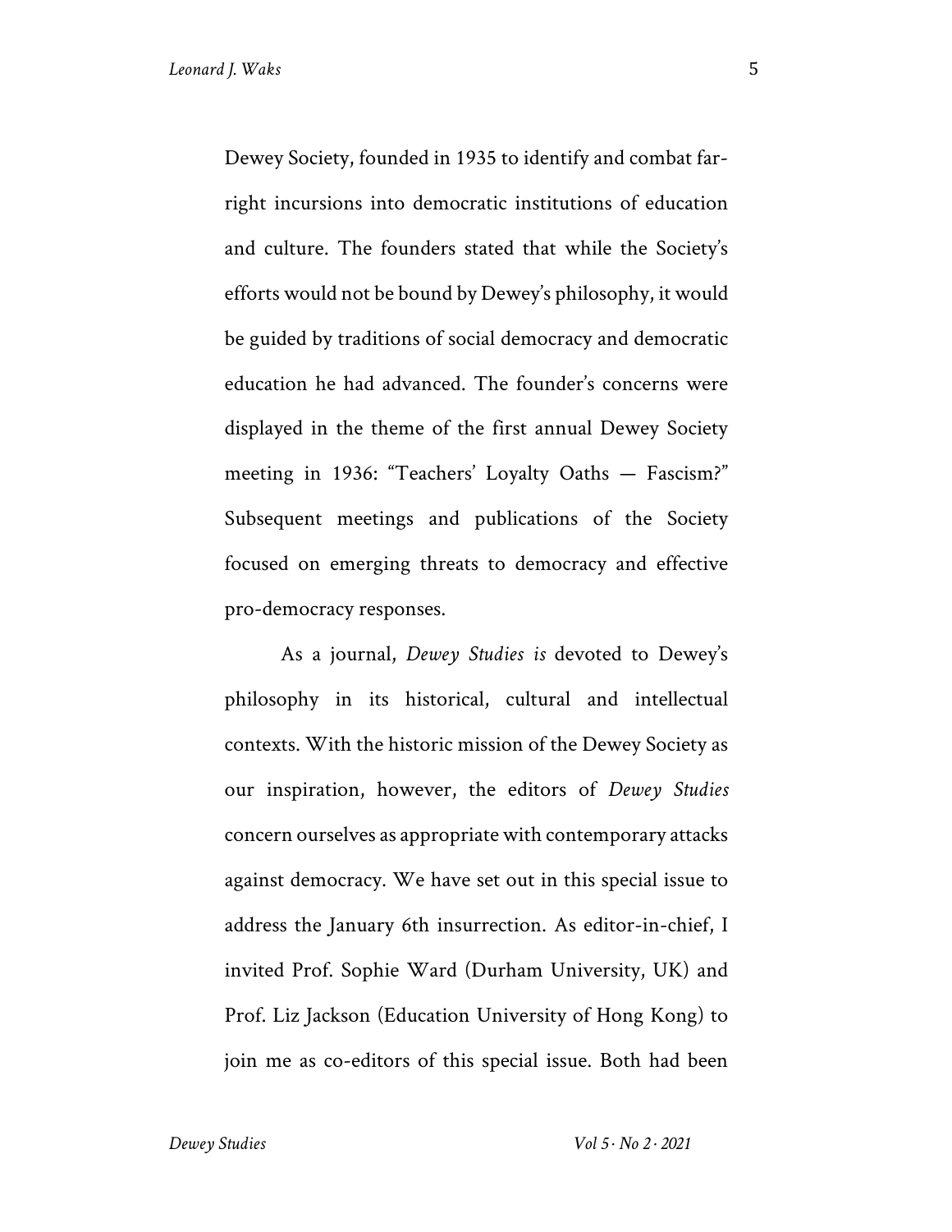Dewey Society, founded in 1935 to identify and combat far-right incursions into democratic institutions of education and culture. The founders stated that while the Society's efforts would not be bound by Dewey's philosophy, it would be guided by traditions of social democracy and democratic education he had advanced. The founder's concerns were displayed in the theme of the first annual Dewey Society meeting in 1936: "Teachers' Loyalty Oaths — Fascism?" Subsequent meetings and publications of the Society focused on emerging threats to democracy and effective pro-democracy responses.

As a journal, *Dewey Studies is* devoted to Dewey's philosophy in its historical, cultural and intellectual contexts. With the historic mission of the Dewey Society as our inspiration, however, the editors of *Dewey Studies* concern ourselves as appropriate with contemporary attacks against democracy. We have set out in this special issue to address the January 6th insurrection. As editor-in-chief, I invited Prof. Sophie Ward (Durham University, UK) and Prof. Liz Jackson (Education University of Hong Kong) to join me as co-editors of this special issue. Both had been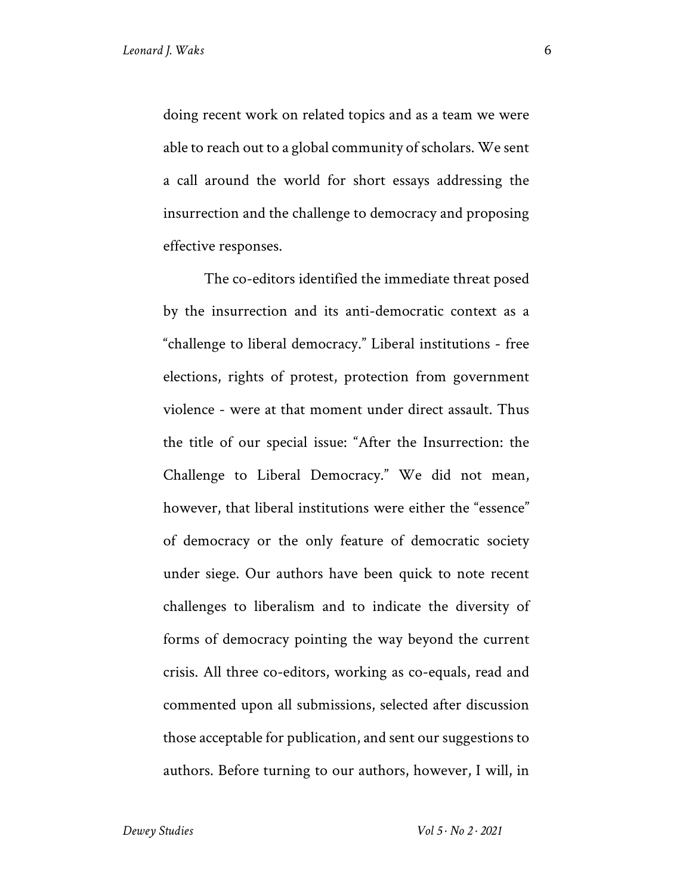doing recent work on related topics and as a team we were able to reach out to a global community of scholars. We sent a call around the world for short essays addressing the insurrection and the challenge to democracy and proposing effective responses.

The co-editors identified the immediate threat posed by the insurrection and its anti-democratic context as a "challenge to liberal democracy." Liberal institutions - free elections, rights of protest, protection from government violence - were at that moment under direct assault. Thus the title of our special issue: "After the Insurrection: the Challenge to Liberal Democracy." We did not mean, however, that liberal institutions were either the "essence" of democracy or the only feature of democratic society under siege. Our authors have been quick to note recent challenges to liberalism and to indicate the diversity of forms of democracy pointing the way beyond the current crisis. All three co-editors, working as co-equals, read and commented upon all submissions, selected after discussion those acceptable for publication, and sent our suggestions to authors. Before turning to our authors, however, I will, in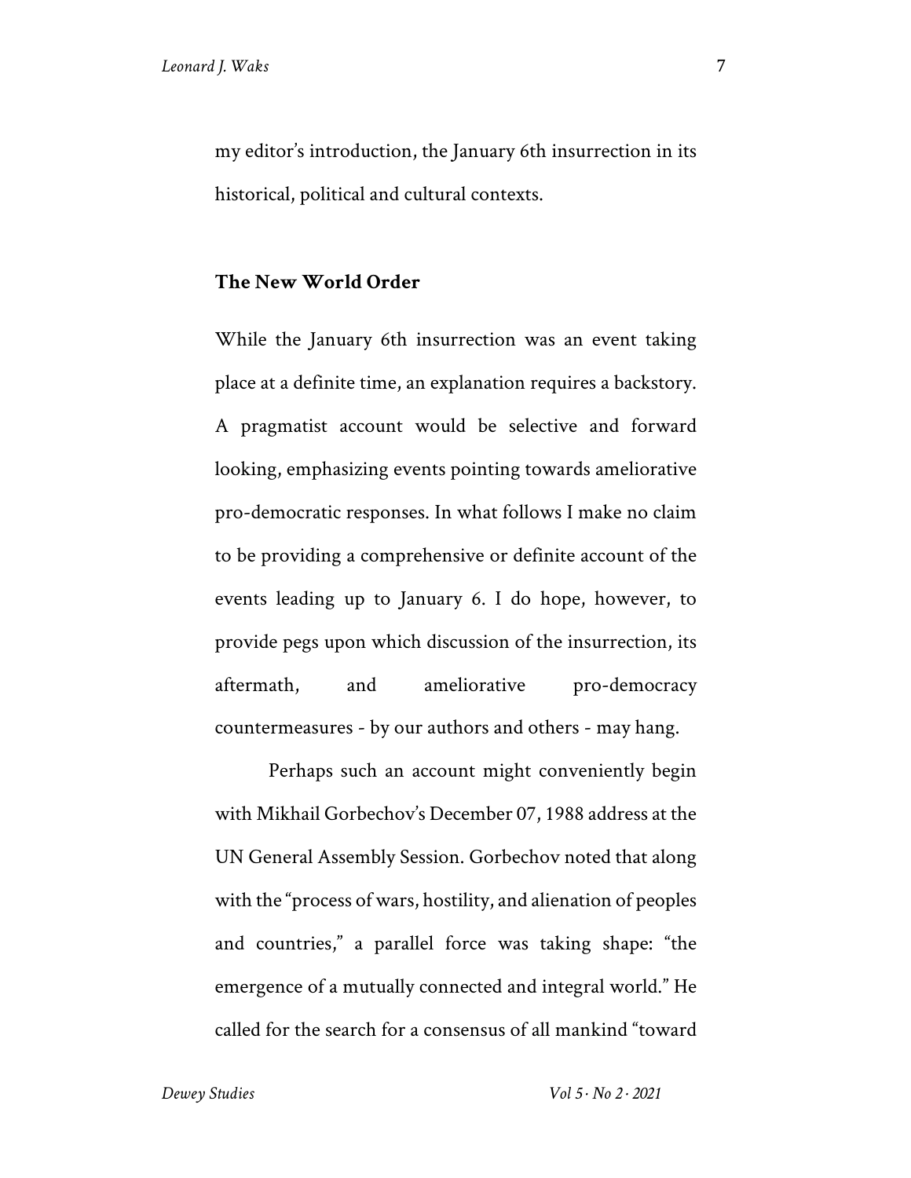my editor's introduction, the January 6th insurrection in its historical, political and cultural contexts.

## The New World Order

While the January 6th insurrection was an event taking place at a definite time, an explanation requires a backstory. A pragmatist account would be selective and forward looking, emphasizing events pointing towards ameliorative pro-democratic responses. In what follows I make no claim to be providing a comprehensive or definite account of the events leading up to January 6. I do hope, however, to provide pegs upon which discussion of the insurrection, its aftermath, and ameliorative pro-democracy countermeasures - by our authors and others - may hang.

Perhaps such an account might conveniently begin with Mikhail Gorbechov's December 07, 1988 address at the UN General Assembly Session. Gorbechov noted that along with the "process of wars, hostility, and alienation of peoples and countries," a parallel force was taking shape: "the emergence of a mutually connected and integral world." He called for the search for a consensus of all mankind "toward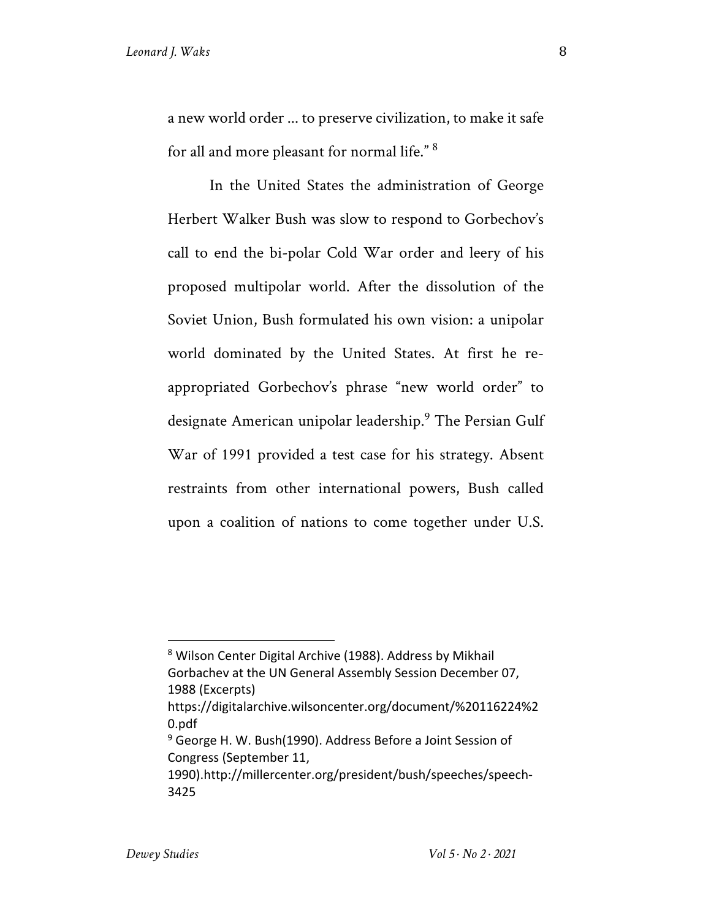a new world order ... to preserve civilization, to make it safe for all and more pleasant for normal life." [8]

In the United States the administration of George Herbert Walker Bush was slow to respond to Gorbechov's call to end the bi-polar Cold War order and leery of his proposed multipolar world. After the dissolution of the Soviet Union, Bush formulated his own vision: a unipolar world dominated by the United States. At first he re-appropriated Gorbechov's phrase "new world order" to designate American unipolar leadership.[9] The Persian Gulf War of 1991 provided a test case for his strategy. Absent restraints from other international powers, Bush called upon a coalition of nations to come together under U.S.

---

[8] Wilson Center Digital Archive (1988). Address by Mikhail Gorbachev at the UN General Assembly Session December 07, 1988 (Excerpts) https://digitalarchive.wilsoncenter.org/document/%20116224%20.pdf

[9] George H. W. Bush(1990). Address Before a Joint Session of Congress (September 11, 1990).http://millercenter.org/president/bush/speeches/speech-3425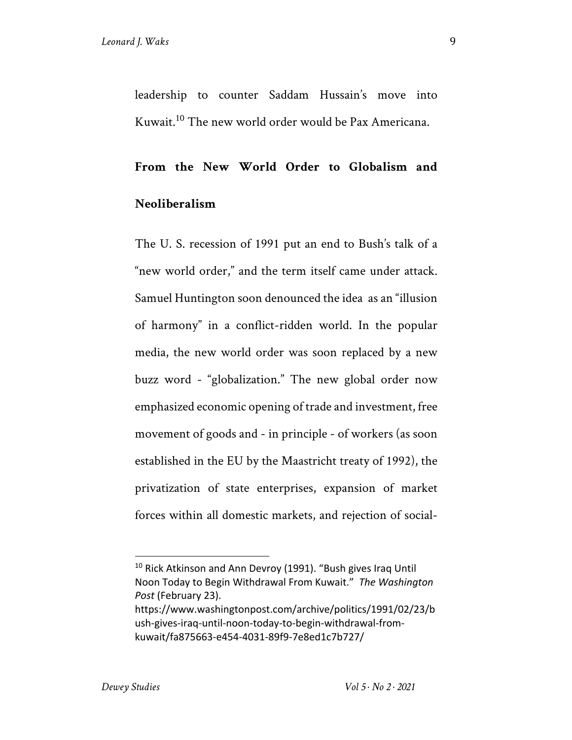leadership to counter Saddam Hussain's move into Kuwait.[10] The new world order would be Pax Americana.

## From the New World Order to Globalism and Neoliberalism

The U. S. recession of 1991 put an end to Bush's talk of a "new world order," and the term itself came under attack. Samuel Huntington soon denounced the idea as an "illusion of harmony" in a conflict-ridden world. In the popular media, the new world order was soon replaced by a new buzz word - "globalization." The new global order now emphasized economic opening of trade and investment, free movement of goods and - in principle - of workers (as soon established in the EU by the Maastricht treaty of 1992), the privatization of state enterprises, expansion of market forces within all domestic markets, and rejection of social-

---

[10] Rick Atkinson and Ann Devroy (1991). "Bush gives Iraq Until Noon Today to Begin Withdrawal From Kuwait." *The Washington Post* (February 23). https://www.washingtonpost.com/archive/politics/1991/02/23/bush-gives-iraq-until-noon-today-to-begin-withdrawal-from-kuwait/fa875663-e454-4031-89f9-7e8ed1c7b727/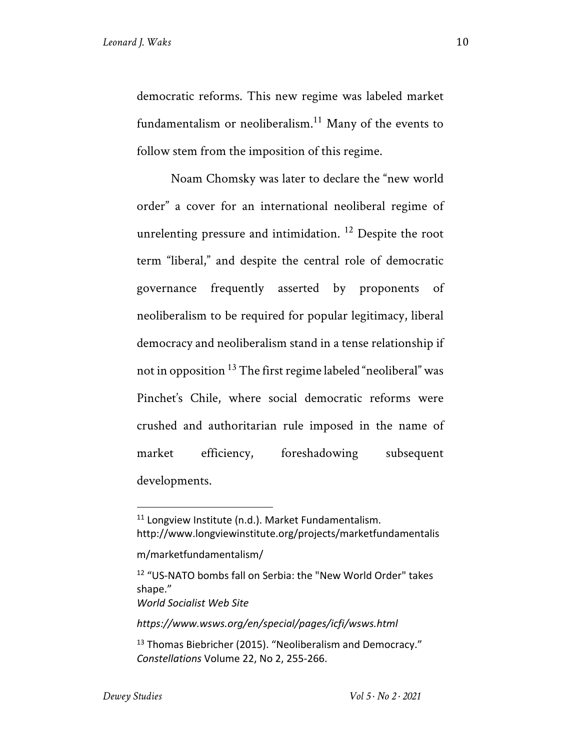democratic reforms. This new regime was labeled market fundamentalism or neoliberalism.[11] Many of the events to follow stem from the imposition of this regime.

Noam Chomsky was later to declare the "new world order" a cover for an international neoliberal regime of unrelenting pressure and intimidation. [12] Despite the root term "liberal," and despite the central role of democratic governance frequently asserted by proponents of neoliberalism to be required for popular legitimacy, liberal democracy and neoliberalism stand in a tense relationship if not in opposition [13] The first regime labeled "neoliberal" was Pinchet's Chile, where social democratic reforms were crushed and authoritarian rule imposed in the name of market efficiency, foreshadowing subsequent developments.

---

[11] Longview Institute (n.d.). Market Fundamentalism. http://www.longviewinstitute.org/projects/marketfundamentalism/marketfundamentalism/

[12] "US-NATO bombs fall on Serbia: the "New World Order" takes shape." *World Socialist Web Site* *https://www.wsws.org/en/special/pages/icfi/wsws.html*

[13] Thomas Biebricher (2015). "Neoliberalism and Democracy." *Constellations* Volume 22, No 2, 255-266.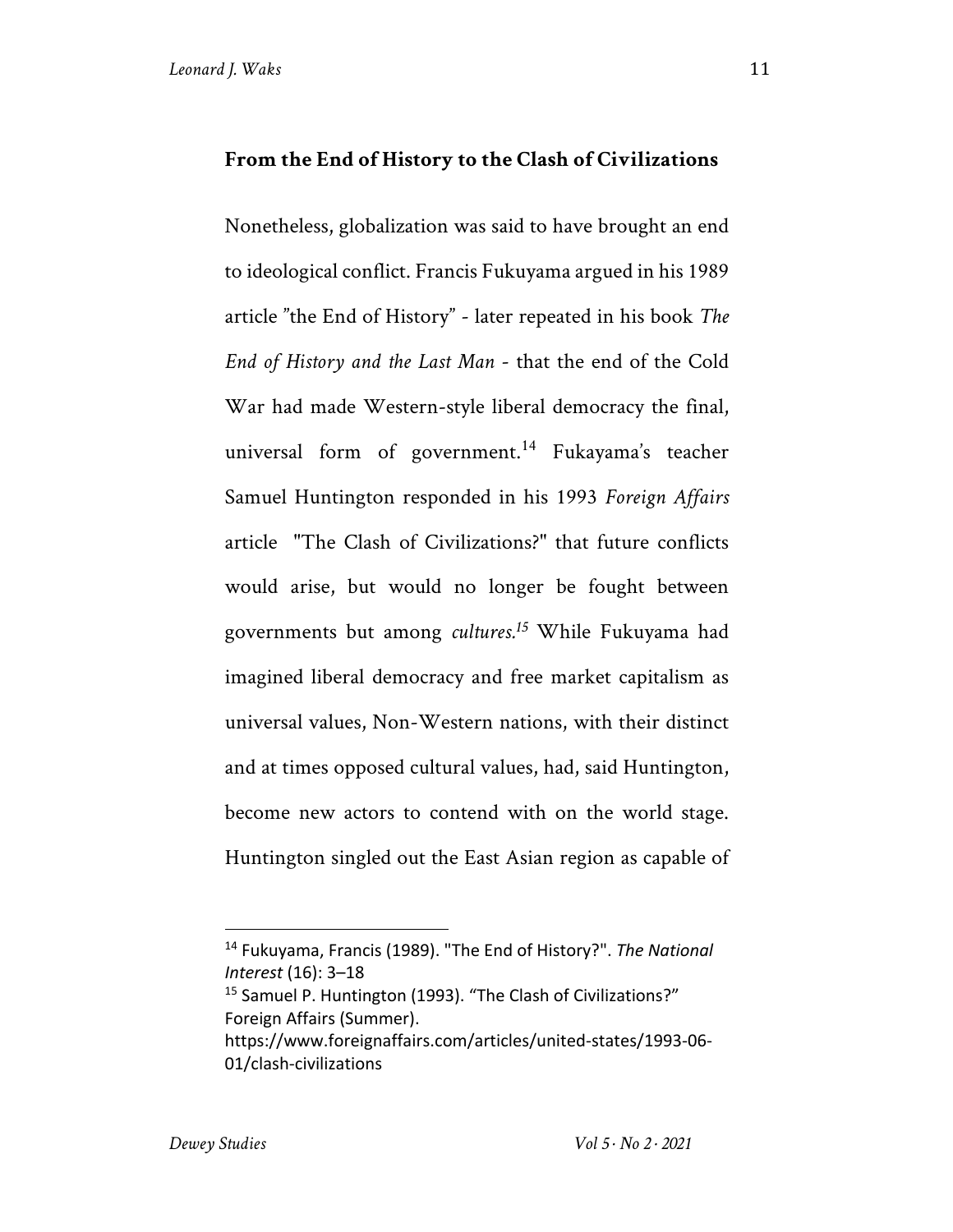## From the End of History to the Clash of Civilizations

Nonetheless, globalization was said to have brought an end to ideological conflict. Francis Fukuyama argued in his 1989 article ”the End of History” - later repeated in his book *The End of History and the Last Man* - that the end of the Cold War had made Western-style liberal democracy the final, universal form of government.[14] Fukayama's teacher Samuel Huntington responded in his 1993 *Foreign Affairs* article "The Clash of Civilizations?" that future conflicts would arise, but would no longer be fought between governments but among *cultures.*[15] While Fukuyama had imagined liberal democracy and free market capitalism as universal values, Non-Western nations, with their distinct and at times opposed cultural values, had, said Huntington, become new actors to contend with on the world stage. Huntington singled out the East Asian region as capable of

---

[14] Fukuyama, Francis (1989). "The End of History?". *The National Interest* (16): 3–18

[15] Samuel P. Huntington (1993). “The Clash of Civilizations?” Foreign Affairs (Summer). https://www.foreignaffairs.com/articles/united-states/1993-06-01/clash-civilizations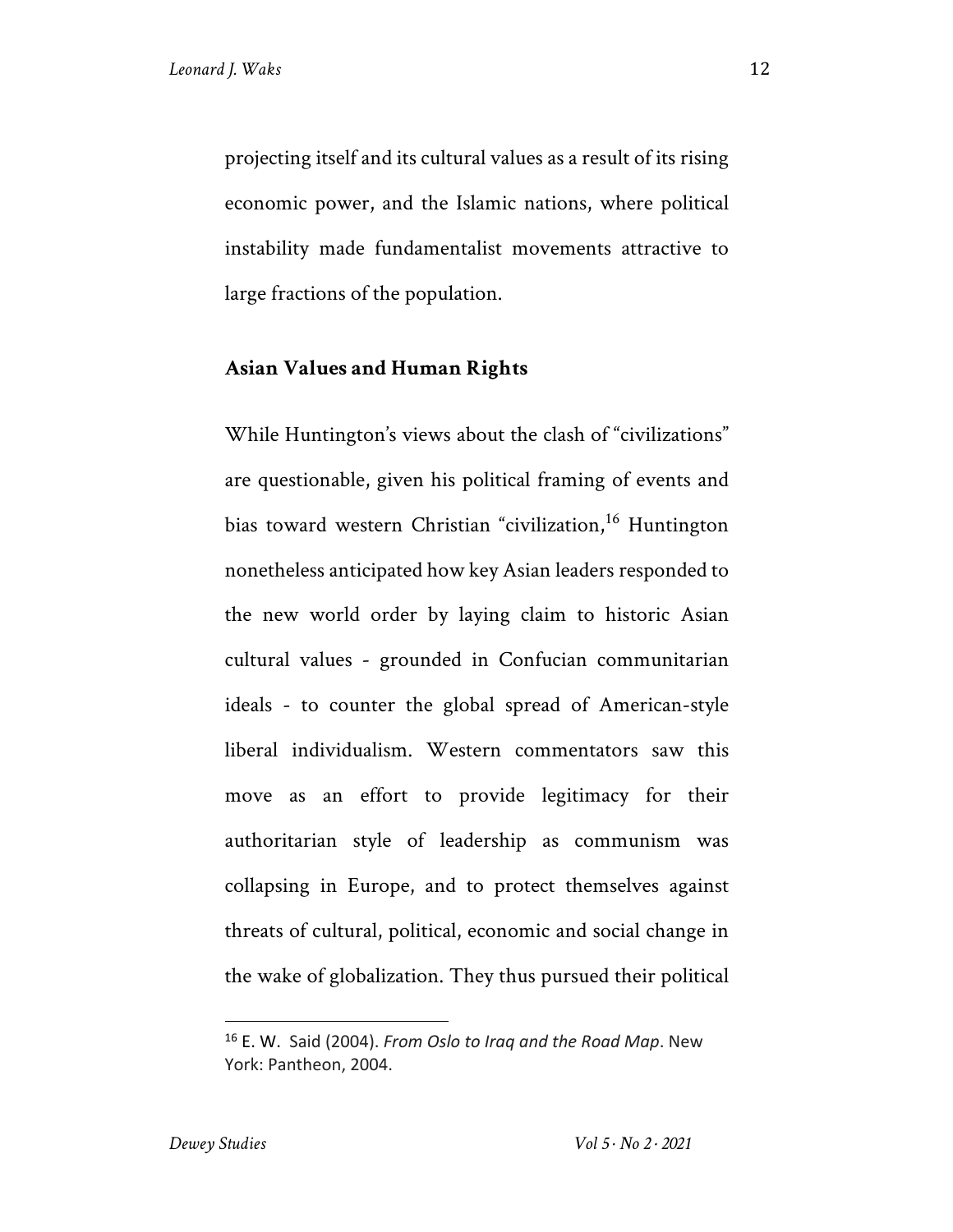projecting itself and its cultural values as a result of its rising economic power, and the Islamic nations, where political instability made fundamentalist movements attractive to large fractions of the population.

## Asian Values and Human Rights

While Huntington's views about the clash of "civilizations" are questionable, given his political framing of events and bias toward western Christian "civilization,[16] Huntington nonetheless anticipated how key Asian leaders responded to the new world order by laying claim to historic Asian cultural values - grounded in Confucian communitarian ideals - to counter the global spread of American-style liberal individualism. Western commentators saw this move as an effort to provide legitimacy for their authoritarian style of leadership as communism was collapsing in Europe, and to protect themselves against threats of cultural, political, economic and social change in the wake of globalization. They thus pursued their political

[16] E. W. Said (2004). *From Oslo to Iraq and the Road Map*. New York: Pantheon, 2004.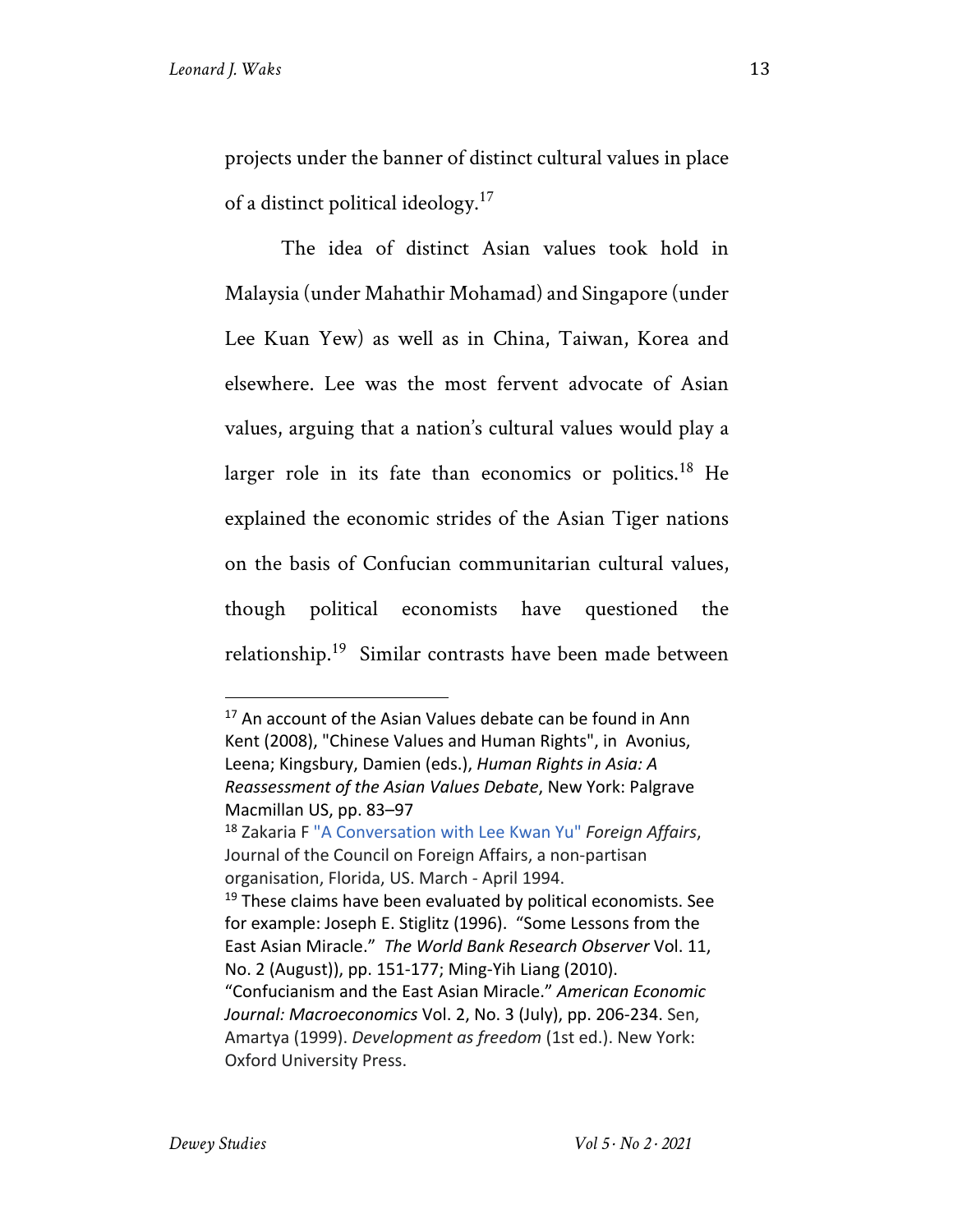projects under the banner of distinct cultural values in place of a distinct political ideology.[17]

The idea of distinct Asian values took hold in Malaysia (under Mahathir Mohamad) and Singapore (under Lee Kuan Yew) as well as in China, Taiwan, Korea and elsewhere. Lee was the most fervent advocate of Asian values, arguing that a nation's cultural values would play a larger role in its fate than economics or politics.[18] He explained the economic strides of the Asian Tiger nations on the basis of Confucian communitarian cultural values, though political economists have questioned the relationship.[19] Similar contrasts have been made between

---

[17] An account of the Asian Values debate can be found in Ann Kent (2008), "Chinese Values and Human Rights", in Avonius, Leena; Kingsbury, Damien (eds.), *Human Rights in Asia: A Reassessment of the Asian Values Debate*, New York: Palgrave Macmillan US, pp. 83–97

[18] Zakaria F "A Conversation with Lee Kwan Yu" *Foreign Affairs*, Journal of the Council on Foreign Affairs, a non-partisan organisation, Florida, US. March - April 1994.

[19] These claims have been evaluated by political economists. See for example: Joseph E. Stiglitz (1996). "Some Lessons from the East Asian Miracle." *The World Bank Research Observer* Vol. 11, No. 2 (August)), pp. 151-177; Ming-Yih Liang (2010). "Confucianism and the East Asian Miracle." *American Economic Journal: Macroeconomics* Vol. 2, No. 3 (July), pp. 206-234. Sen, Amartya (1999). *Development as freedom* (1st ed.). New York: Oxford University Press.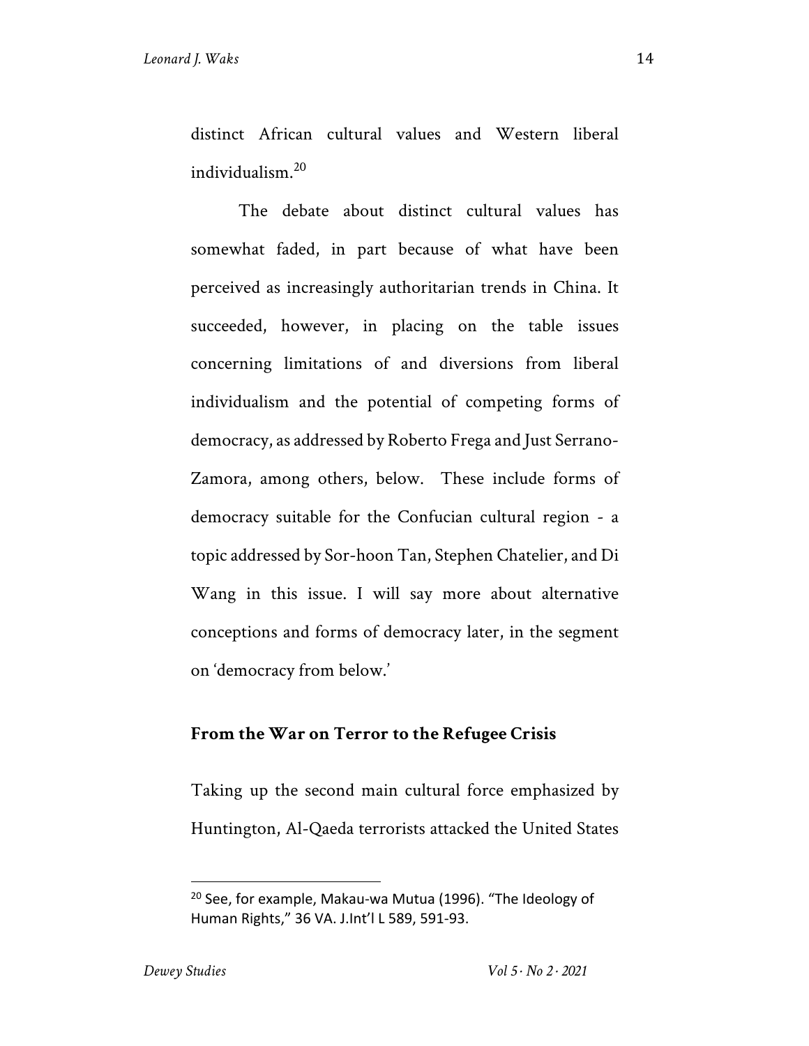distinct African cultural values and Western liberal individualism.[20]

The debate about distinct cultural values has somewhat faded, in part because of what have been perceived as increasingly authoritarian trends in China. It succeeded, however, in placing on the table issues concerning limitations of and diversions from liberal individualism and the potential of competing forms of democracy, as addressed by Roberto Frega and Just Serrano-Zamora, among others, below. These include forms of democracy suitable for the Confucian cultural region - a topic addressed by Sor-hoon Tan, Stephen Chatelier, and Di Wang in this issue. I will say more about alternative conceptions and forms of democracy later, in the segment on 'democracy from below.'

## From the War on Terror to the Refugee Crisis

Taking up the second main cultural force emphasized by Huntington, Al-Qaeda terrorists attacked the United States

---

[20] See, for example, Makau-wa Mutua (1996). "The Ideology of Human Rights," 36 VA. J.Int'l L 589, 591-93.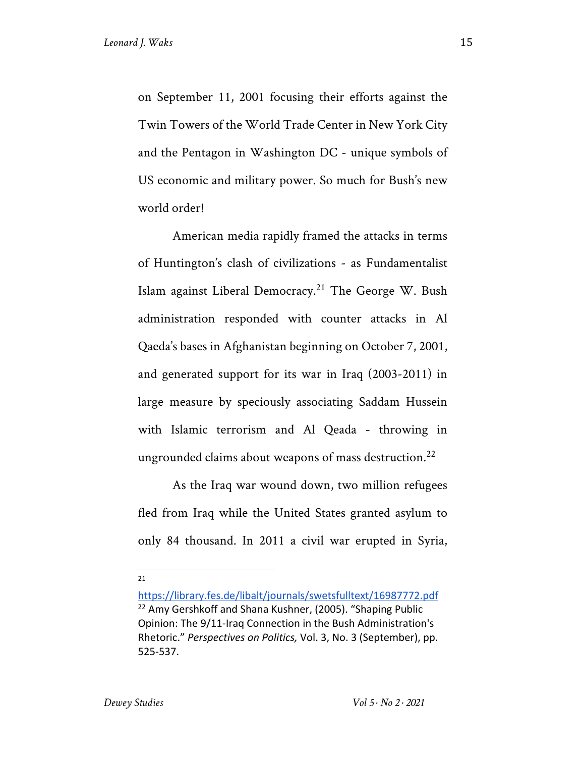on September 11, 2001 focusing their efforts against the Twin Towers of the World Trade Center in New York City and the Pentagon in Washington DC - unique symbols of US economic and military power. So much for Bush's new world order!

American media rapidly framed the attacks in terms of Huntington's clash of civilizations - as Fundamentalist Islam against Liberal Democracy.[21] The George W. Bush administration responded with counter attacks in Al Qaeda's bases in Afghanistan beginning on October 7, 2001, and generated support for its war in Iraq (2003-2011) in large measure by speciously associating Saddam Hussein with Islamic terrorism and Al Qeada - throwing in ungrounded claims about weapons of mass destruction.[22]

As the Iraq war wound down, two million refugees fled from Iraq while the United States granted asylum to only 84 thousand. In 2011 a civil war erupted in Syria,

---

[21] https://library.fes.de/libalt/journals/swetsfulltext/16987772.pdf

[22] Amy Gershkoff and Shana Kushner, (2005). "Shaping Public Opinion: The 9/11-Iraq Connection in the Bush Administration's Rhetoric." *Perspectives on Politics,* Vol. 3, No. 3 (September), pp. 525-537.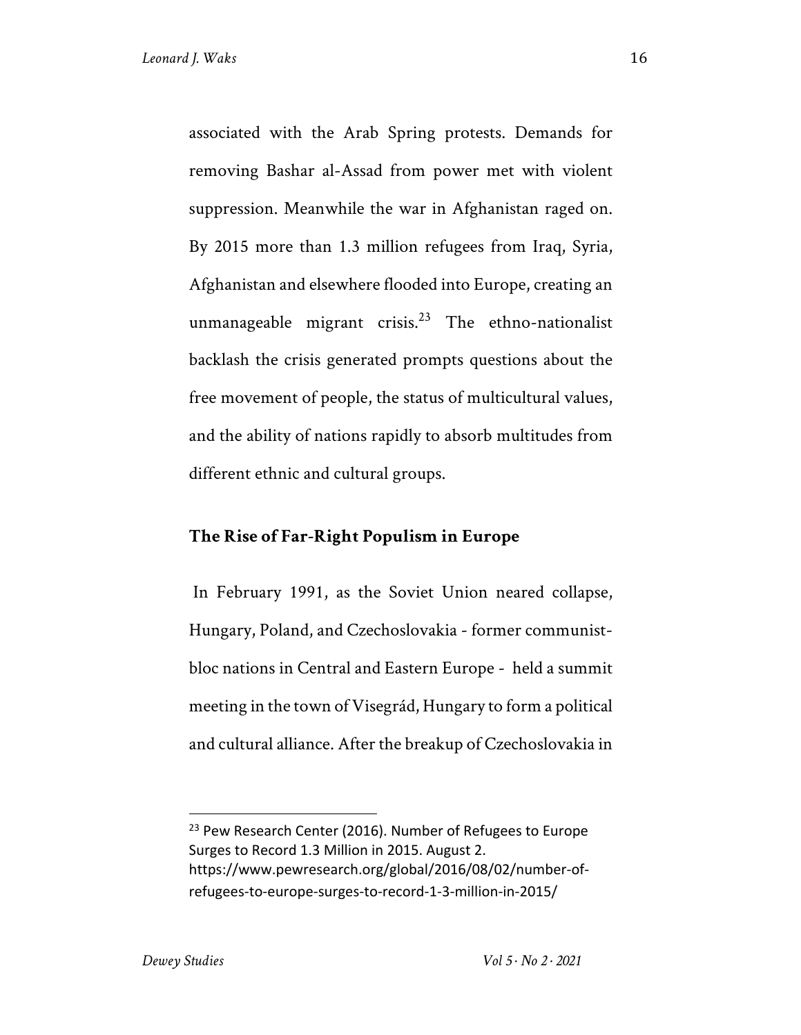associated with the Arab Spring protests. Demands for removing Bashar al-Assad from power met with violent suppression. Meanwhile the war in Afghanistan raged on. By 2015 more than 1.3 million refugees from Iraq, Syria, Afghanistan and elsewhere flooded into Europe, creating an unmanageable migrant crisis.[23] The ethno-nationalist backlash the crisis generated prompts questions about the free movement of people, the status of multicultural values, and the ability of nations rapidly to absorb multitudes from different ethnic and cultural groups.

## The Rise of Far-Right Populism in Europe

In February 1991, as the Soviet Union neared collapse, Hungary, Poland, and Czechoslovakia - former communist-bloc nations in Central and Eastern Europe - held a summit meeting in the town of Visegrád, Hungary to form a political and cultural alliance. After the breakup of Czechoslovakia in

---

[23] Pew Research Center (2016). Number of Refugees to Europe Surges to Record 1.3 Million in 2015. August 2. https://www.pewresearch.org/global/2016/08/02/number-of-refugees-to-europe-surges-to-record-1-3-million-in-2015/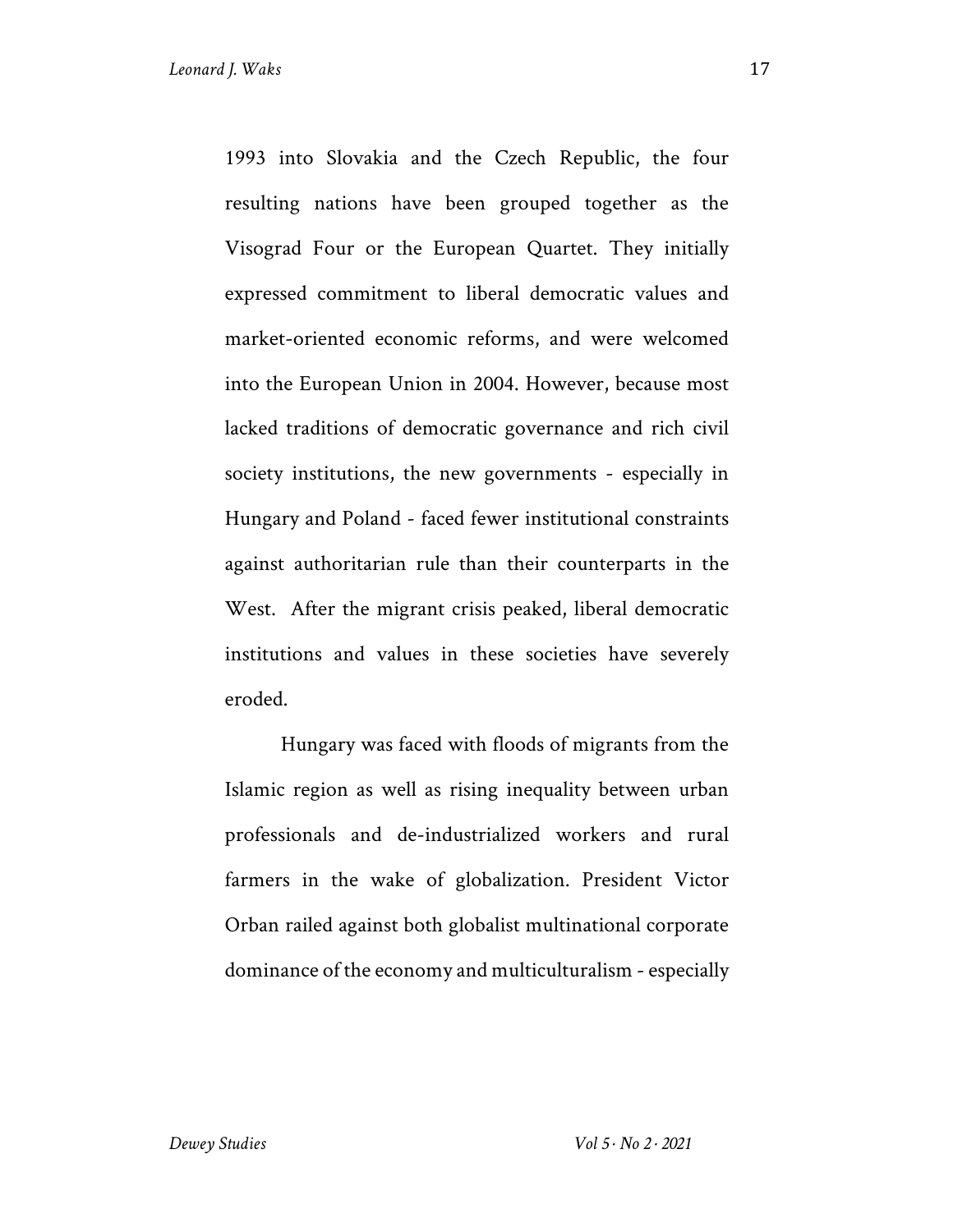1993 into Slovakia and the Czech Republic, the four resulting nations have been grouped together as the Visograd Four or the European Quartet. They initially expressed commitment to liberal democratic values and market-oriented economic reforms, and were welcomed into the European Union in 2004. However, because most lacked traditions of democratic governance and rich civil society institutions, the new governments - especially in Hungary and Poland - faced fewer institutional constraints against authoritarian rule than their counterparts in the West. After the migrant crisis peaked, liberal democratic institutions and values in these societies have severely eroded.

Hungary was faced with floods of migrants from the Islamic region as well as rising inequality between urban professionals and de-industrialized workers and rural farmers in the wake of globalization. President Victor Orban railed against both globalist multinational corporate dominance of the economy and multiculturalism - especially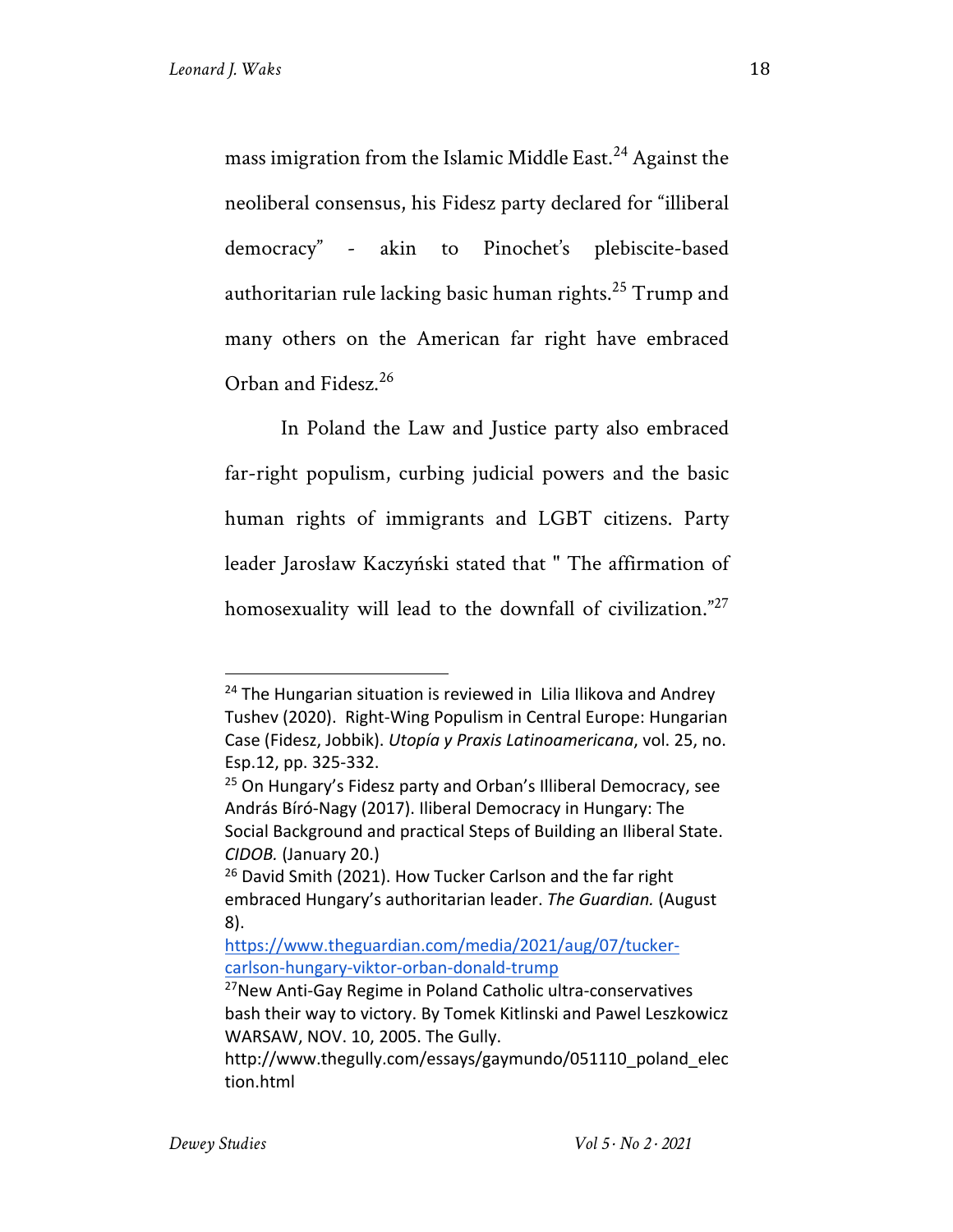mass imigration from the Islamic Middle East.[24] Against the neoliberal consensus, his Fidesz party declared for "illiberal democracy" - akin to Pinochet's plebiscite-based authoritarian rule lacking basic human rights.[25] Trump and many others on the American far right have embraced Orban and Fidesz.[26]

In Poland the Law and Justice party also embraced far-right populism, curbing judicial powers and the basic human rights of immigrants and LGBT citizens. Party leader Jarosław Kaczyński stated that " The affirmation of homosexuality will lead to the downfall of civilization."[27]

---

[24] The Hungarian situation is reviewed in Lilia Ilikova and Andrey Tushev (2020). Right-Wing Populism in Central Europe: Hungarian Case (Fidesz, Jobbik). *Utopía y Praxis Latinoamericana*, vol. 25, no. Esp.12, pp. 325-332.

[25] On Hungary's Fidesz party and Orban's Illiberal Democracy, see András Bíró-Nagy (2017). Iliberal Democracy in Hungary: The Social Background and practical Steps of Building an Iliberal State. *CIDOB.* (January 20.)

[26] David Smith (2021). How Tucker Carlson and the far right embraced Hungary's authoritarian leader. *The Guardian.* (August 8). https://www.theguardian.com/media/2021/aug/07/tucker-carlson-hungary-viktor-orban-donald-trump

[27] New Anti-Gay Regime in Poland Catholic ultra-conservatives bash their way to victory. By Tomek Kitlinski and Pawel Leszkowicz WARSAW, NOV. 10, 2005. The Gully. http://www.thegully.com/essays/gaymundo/051110_poland_election.html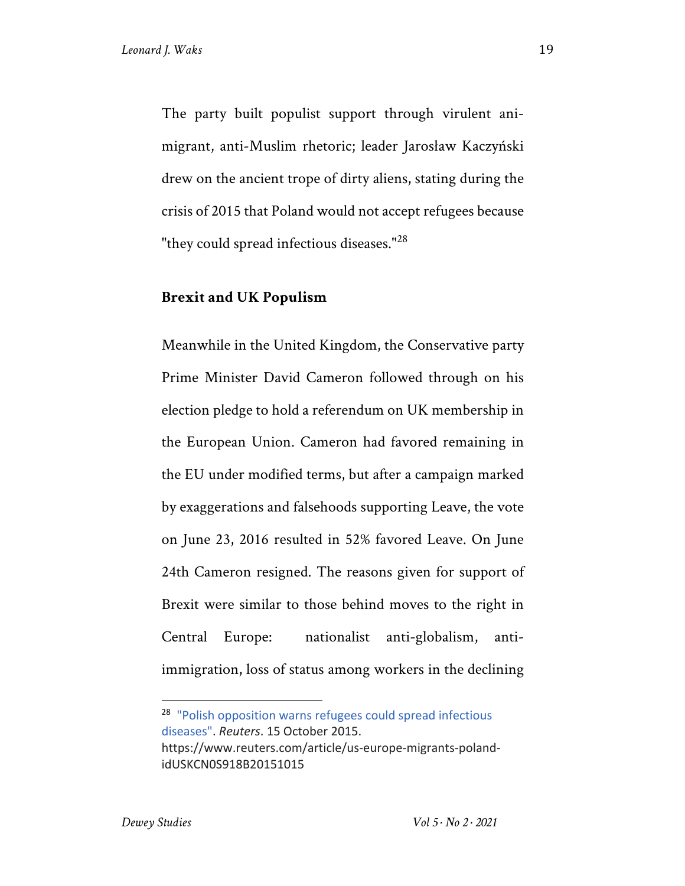The party built populist support through virulent ani-migrant, anti-Muslim rhetoric; leader Jarosław Kaczyński drew on the ancient trope of dirty aliens, stating during the crisis of 2015 that Poland would not accept refugees because "they could spread infectious diseases."[28]

## Brexit and UK Populism

Meanwhile in the United Kingdom, the Conservative party Prime Minister David Cameron followed through on his election pledge to hold a referendum on UK membership in the European Union. Cameron had favored remaining in the EU under modified terms, but after a campaign marked by exaggerations and falsehoods supporting Leave, the vote on June 23, 2016 resulted in 52% favored Leave. On June 24th Cameron resigned. The reasons given for support of Brexit were similar to those behind moves to the right in Central Europe: nationalist anti-globalism, anti-immigration, loss of status among workers in the declining

---

[28] "Polish opposition warns refugees could spread infectious diseases". *Reuters*. 15 October 2015. https://www.reuters.com/article/us-europe-migrants-poland-idUSKCN0S918B20151015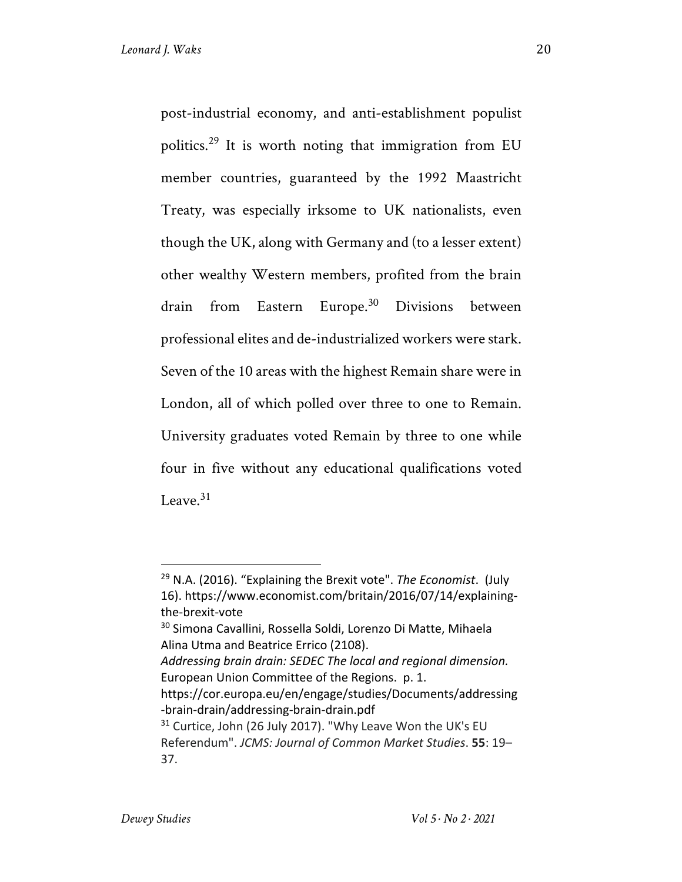post-industrial economy, and anti-establishment populist politics.[29] It is worth noting that immigration from EU member countries, guaranteed by the 1992 Maastricht Treaty, was especially irksome to UK nationalists, even though the UK, along with Germany and (to a lesser extent) other wealthy Western members, profited from the brain drain from Eastern Europe.[30] Divisions between professional elites and de-industrialized workers were stark. Seven of the 10 areas with the highest Remain share were in London, all of which polled over three to one to Remain. University graduates voted Remain by three to one while four in five without any educational qualifications voted Leave.[31]

---

[29] N.A. (2016). “Explaining the Brexit vote". *The Economist*. (July 16). https://www.economist.com/britain/2016/07/14/explaining-the-brexit-vote

[30] Simona Cavallini, Rossella Soldi, Lorenzo Di Matte, Mihaela Alina Utma and Beatrice Errico (2108). *Addressing brain drain: SEDEC The local and regional dimension.* European Union Committee of the Regions. p. 1. https://cor.europa.eu/en/engage/studies/Documents/addressing-brain-drain/addressing-brain-drain.pdf

[31] Curtice, John (26 July 2017). "Why Leave Won the UK's EU Referendum". *JCMS: Journal of Common Market Studies*. **55**: 19–37.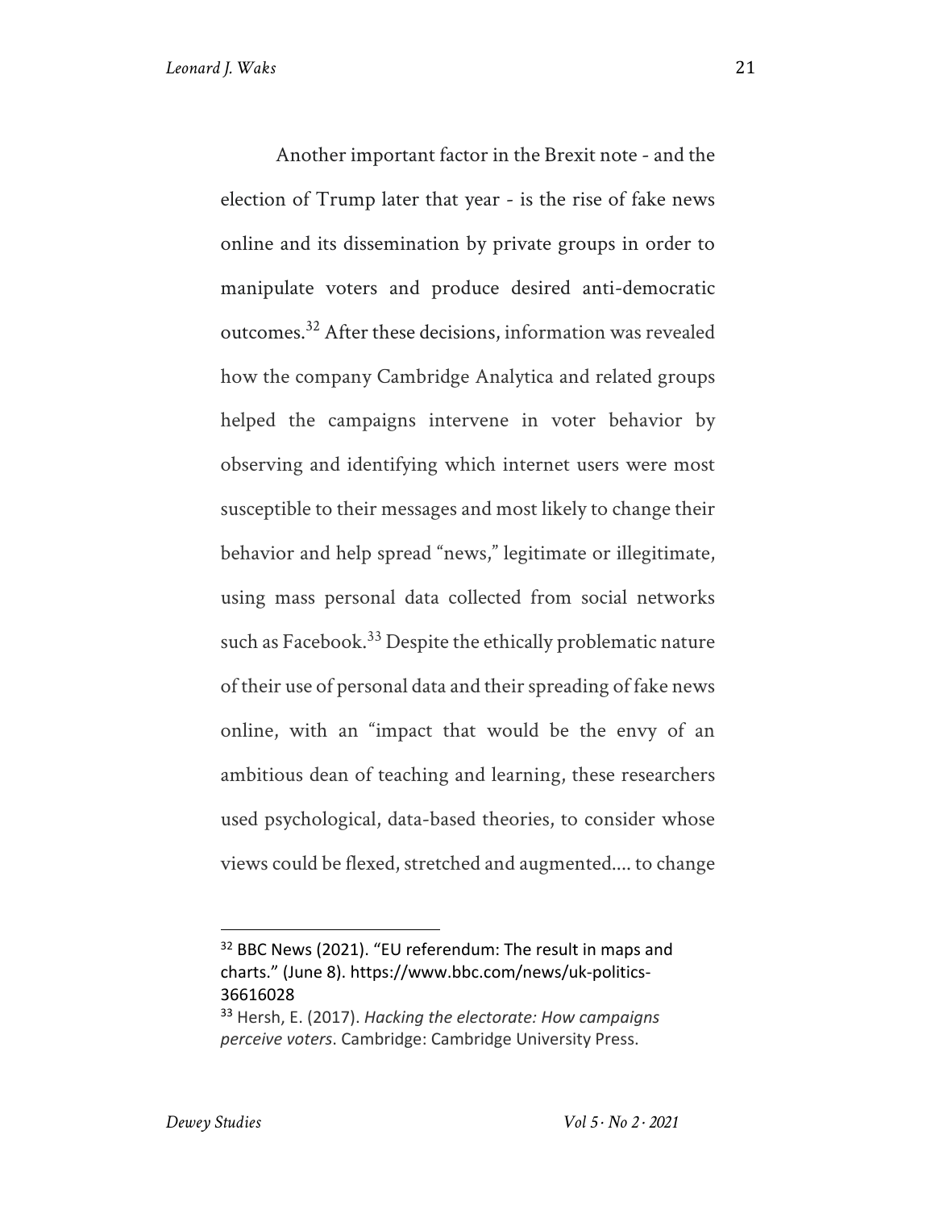Another important factor in the Brexit note - and the election of Trump later that year - is the rise of fake news online and its dissemination by private groups in order to manipulate voters and produce desired anti-democratic outcomes.[32] After these decisions, information was revealed how the company Cambridge Analytica and related groups helped the campaigns intervene in voter behavior by observing and identifying which internet users were most susceptible to their messages and most likely to change their behavior and help spread "news," legitimate or illegitimate, using mass personal data collected from social networks such as Facebook.[33] Despite the ethically problematic nature of their use of personal data and their spreading of fake news online, with an "impact that would be the envy of an ambitious dean of teaching and learning, these researchers used psychological, data-based theories, to consider whose views could be flexed, stretched and augmented.... to change

---

[32] BBC News (2021). "EU referendum: The result in maps and charts." (June 8). https://www.bbc.com/news/uk-politics-36616028

[33] Hersh, E. (2017). *Hacking the electorate: How campaigns perceive voters*. Cambridge: Cambridge University Press.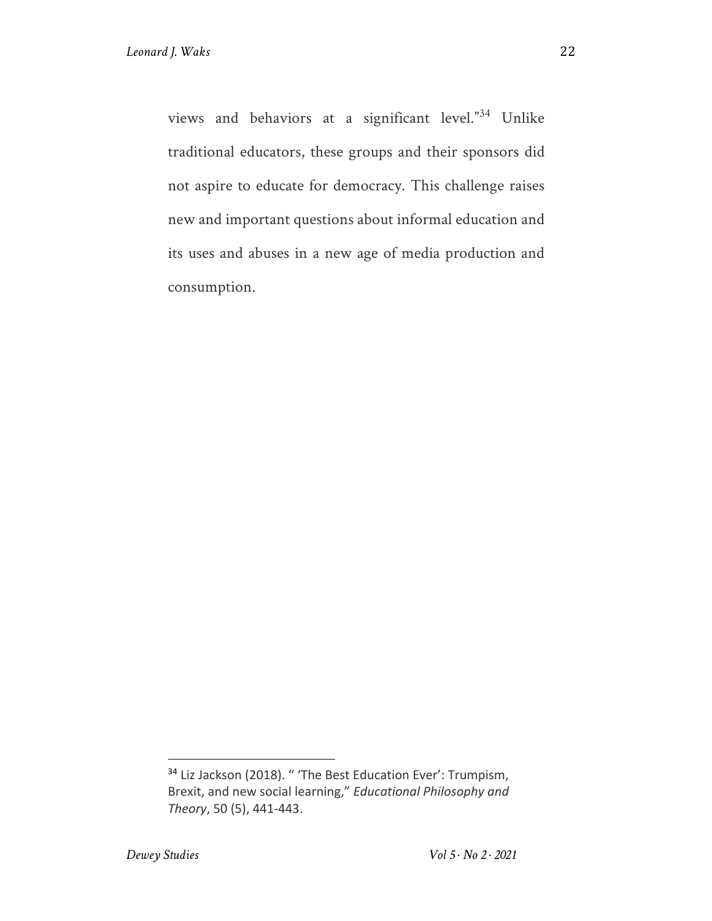views and behaviors at a significant level."[34] Unlike traditional educators, these groups and their sponsors did not aspire to educate for democracy. This challenge raises new and important questions about informal education and its uses and abuses in a new age of media production and consumption.

---

[34] Liz Jackson (2018). " 'The Best Education Ever': Trumpism, Brexit, and new social learning," *Educational Philosophy and Theory*, 50 (5), 441-443.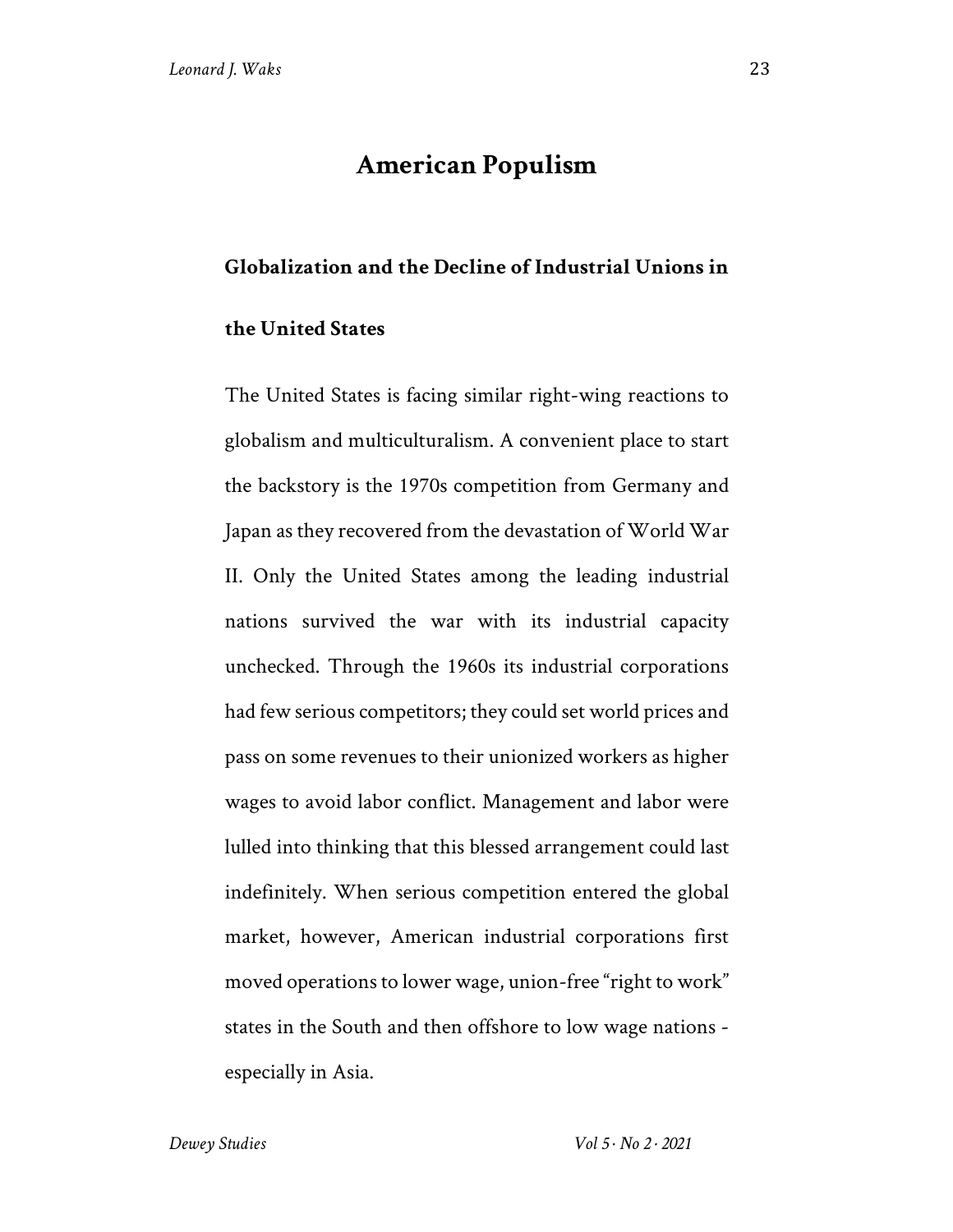## American Populism

### Globalization and the Decline of Industrial Unions in the United States

The United States is facing similar right-wing reactions to globalism and multiculturalism. A convenient place to start the backstory is the 1970s competition from Germany and Japan as they recovered from the devastation of World War II. Only the United States among the leading industrial nations survived the war with its industrial capacity unchecked. Through the 1960s its industrial corporations had few serious competitors; they could set world prices and pass on some revenues to their unionized workers as higher wages to avoid labor conflict. Management and labor were lulled into thinking that this blessed arrangement could last indefinitely. When serious competition entered the global market, however, American industrial corporations first moved operations to lower wage, union-free "right to work" states in the South and then offshore to low wage nations - especially in Asia.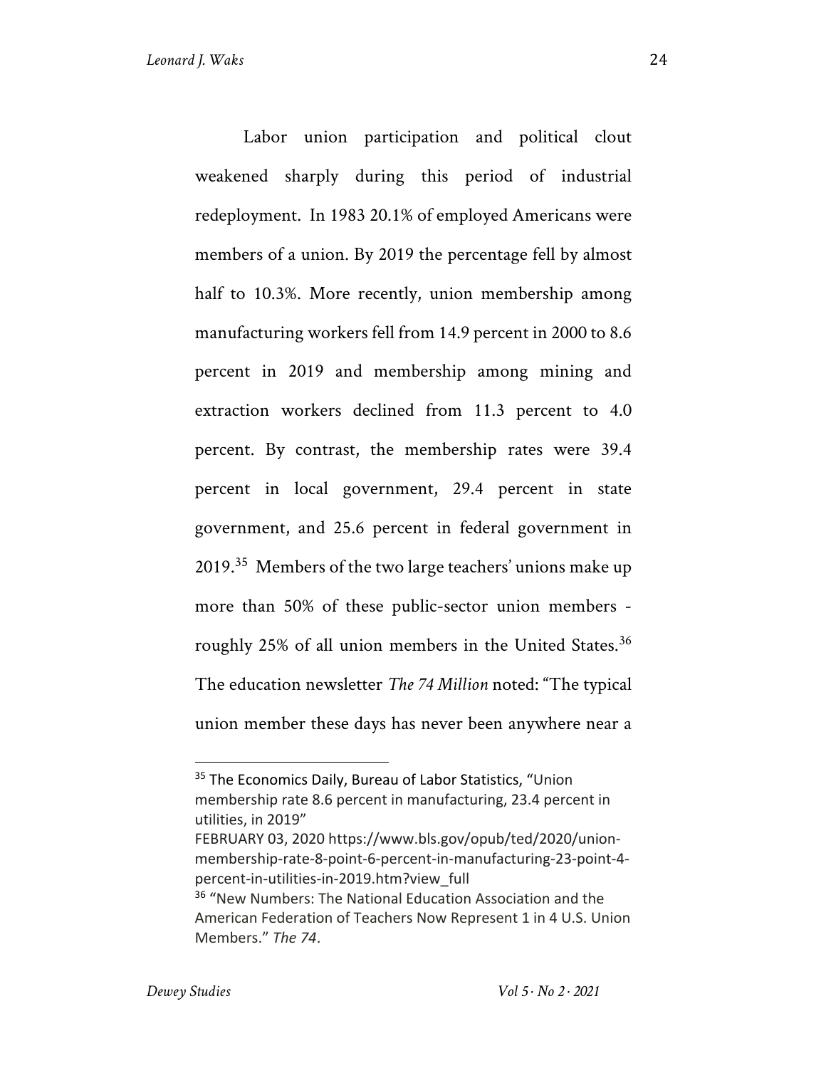Labor union participation and political clout weakened sharply during this period of industrial redeployment. In 1983 20.1% of employed Americans were members of a union. By 2019 the percentage fell by almost half to 10.3%. More recently, union membership among manufacturing workers fell from 14.9 percent in 2000 to 8.6 percent in 2019 and membership among mining and extraction workers declined from 11.3 percent to 4.0 percent. By contrast, the membership rates were 39.4 percent in local government, 29.4 percent in state government, and 25.6 percent in federal government in 2019.[35] Members of the two large teachers' unions make up more than 50% of these public-sector union members - roughly 25% of all union members in the United States.[36] The education newsletter *The 74 Million* noted: "The typical union member these days has never been anywhere near a

---

[35] The Economics Daily, Bureau of Labor Statistics, "Union membership rate 8.6 percent in manufacturing, 23.4 percent in utilities, in 2019" FEBRUARY 03, 2020 https://www.bls.gov/opub/ted/2020/union-membership-rate-8-point-6-percent-in-manufacturing-23-point-4-percent-in-utilities-in-2019.htm?view_full

[36] "New Numbers: The National Education Association and the American Federation of Teachers Now Represent 1 in 4 U.S. Union Members." *The 74*.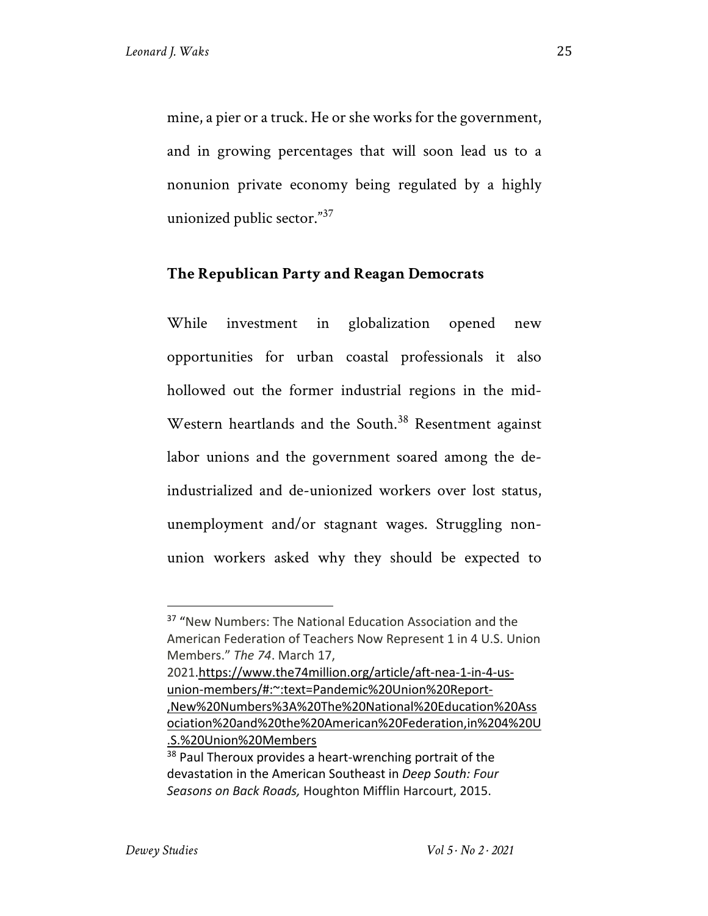mine, a pier or a truck. He or she works for the government, and in growing percentages that will soon lead us to a nonunion private economy being regulated by a highly unionized public sector."[37]

## The Republican Party and Reagan Democrats

While investment in globalization opened new opportunities for urban coastal professionals it also hollowed out the former industrial regions in the mid-Western heartlands and the South.[38] Resentment against labor unions and the government soared among the de-industrialized and de-unionized workers over lost status, unemployment and/or stagnant wages. Struggling non-union workers asked why they should be expected to

---

[37] "New Numbers: The National Education Association and the American Federation of Teachers Now Represent 1 in 4 U.S. Union Members." *The 74*. March 17, 2021.https://www.the74million.org/article/aft-nea-1-in-4-us-union-members/#:~:text=Pandemic%20Union%20Report-,New%20Numbers%3A%20The%20National%20Education%20Association%20and%20the%20American%20Federation,in%204%20U.S.%20Union%20Members

[38] Paul Theroux provides a heart-wrenching portrait of the devastation in the American Southeast in *Deep South: Four Seasons on Back Roads,* Houghton Mifflin Harcourt, 2015.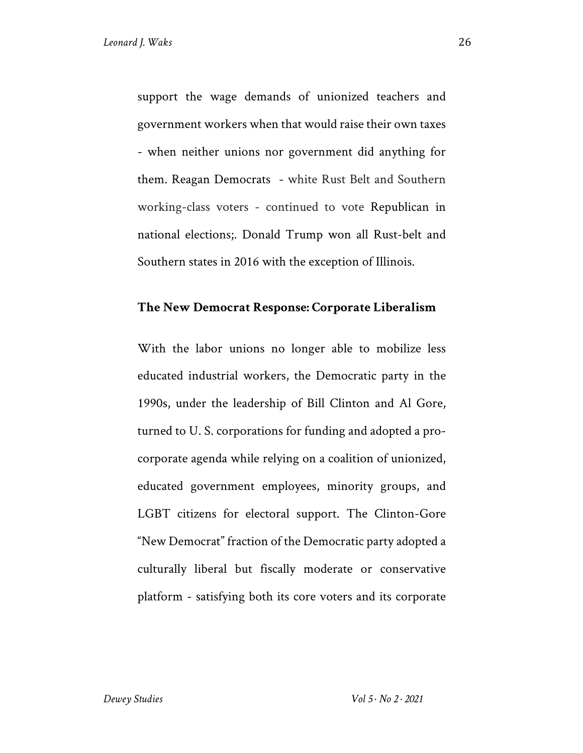support the wage demands of unionized teachers and government workers when that would raise their own taxes - when neither unions nor government did anything for them. Reagan Democrats - white Rust Belt and Southern working-class voters - continued to vote Republican in national elections;. Donald Trump won all Rust-belt and Southern states in 2016 with the exception of Illinois.

## The New Democrat Response: Corporate Liberalism

With the labor unions no longer able to mobilize less educated industrial workers, the Democratic party in the 1990s, under the leadership of Bill Clinton and Al Gore, turned to U. S. corporations for funding and adopted a pro-corporate agenda while relying on a coalition of unionized, educated government employees, minority groups, and LGBT citizens for electoral support. The Clinton-Gore "New Democrat" fraction of the Democratic party adopted a culturally liberal but fiscally moderate or conservative platform - satisfying both its core voters and its corporate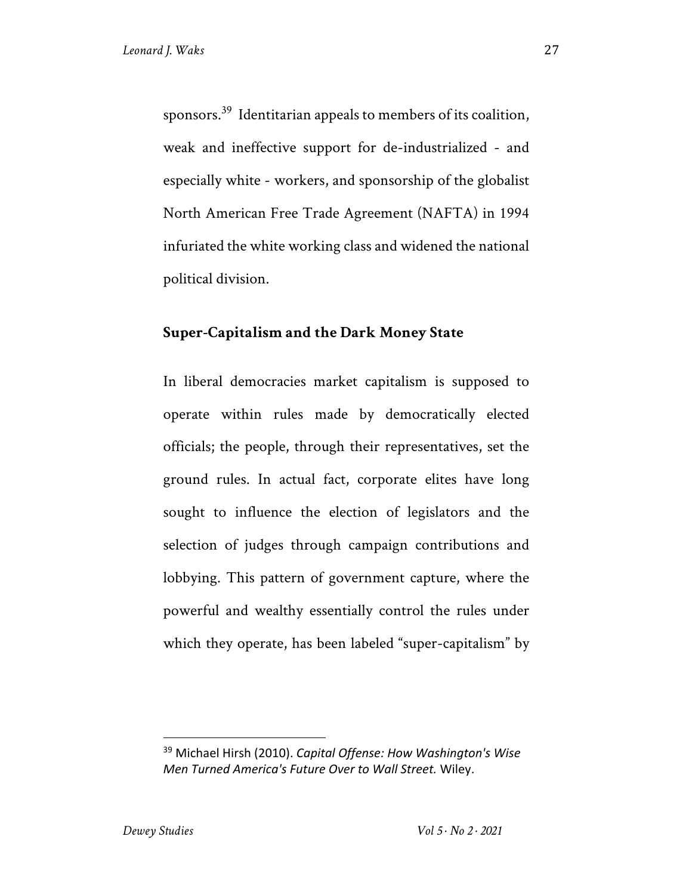sponsors.[39] Identitarian appeals to members of its coalition, weak and ineffective support for de-industrialized - and especially white - workers, and sponsorship of the globalist North American Free Trade Agreement (NAFTA) in 1994 infuriated the white working class and widened the national political division.

## Super-Capitalism and the Dark Money State

In liberal democracies market capitalism is supposed to operate within rules made by democratically elected officials; the people, through their representatives, set the ground rules. In actual fact, corporate elites have long sought to influence the election of legislators and the selection of judges through campaign contributions and lobbying. This pattern of government capture, where the powerful and wealthy essentially control the rules under which they operate, has been labeled "super-capitalism" by

---

[39] Michael Hirsh (2010). *Capital Offense: How Washington's Wise Men Turned America's Future Over to Wall Street.* Wiley.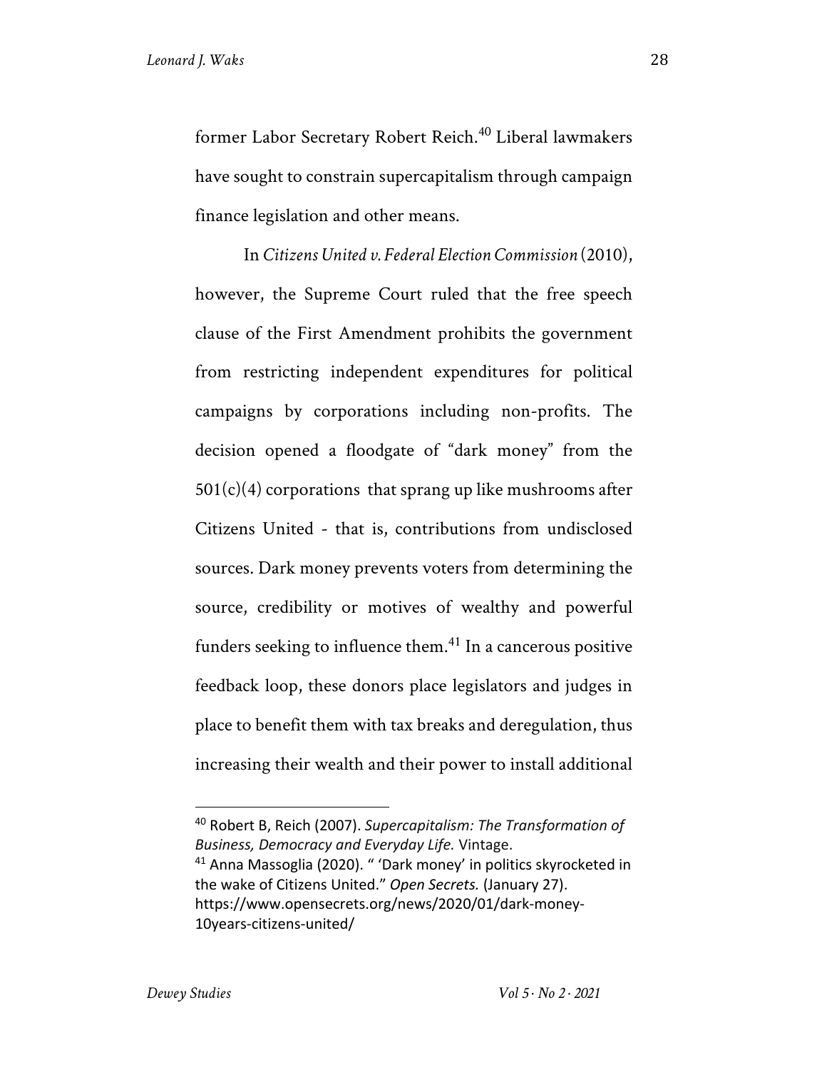former Labor Secretary Robert Reich.[40] Liberal lawmakers have sought to constrain supercapitalism through campaign finance legislation and other means.

In *Citizens United v. Federal Election Commission* (2010), however, the Supreme Court ruled that the free speech clause of the First Amendment prohibits the government from restricting independent expenditures for political campaigns by corporations including non-profits. The decision opened a floodgate of "dark money" from the 501(c)(4) corporations that sprang up like mushrooms after Citizens United - that is, contributions from undisclosed sources. Dark money prevents voters from determining the source, credibility or motives of wealthy and powerful funders seeking to influence them.[41] In a cancerous positive feedback loop, these donors place legislators and judges in place to benefit them with tax breaks and deregulation, thus increasing their wealth and their power to install additional

---

[40] Robert B, Reich (2007). *Supercapitalism: The Transformation of Business, Democracy and Everyday Life.* Vintage.

[41] Anna Massoglia (2020). " 'Dark money' in politics skyrocketed in the wake of Citizens United." *Open Secrets.* (January 27). https://www.opensecrets.org/news/2020/01/dark-money-10years-citizens-united/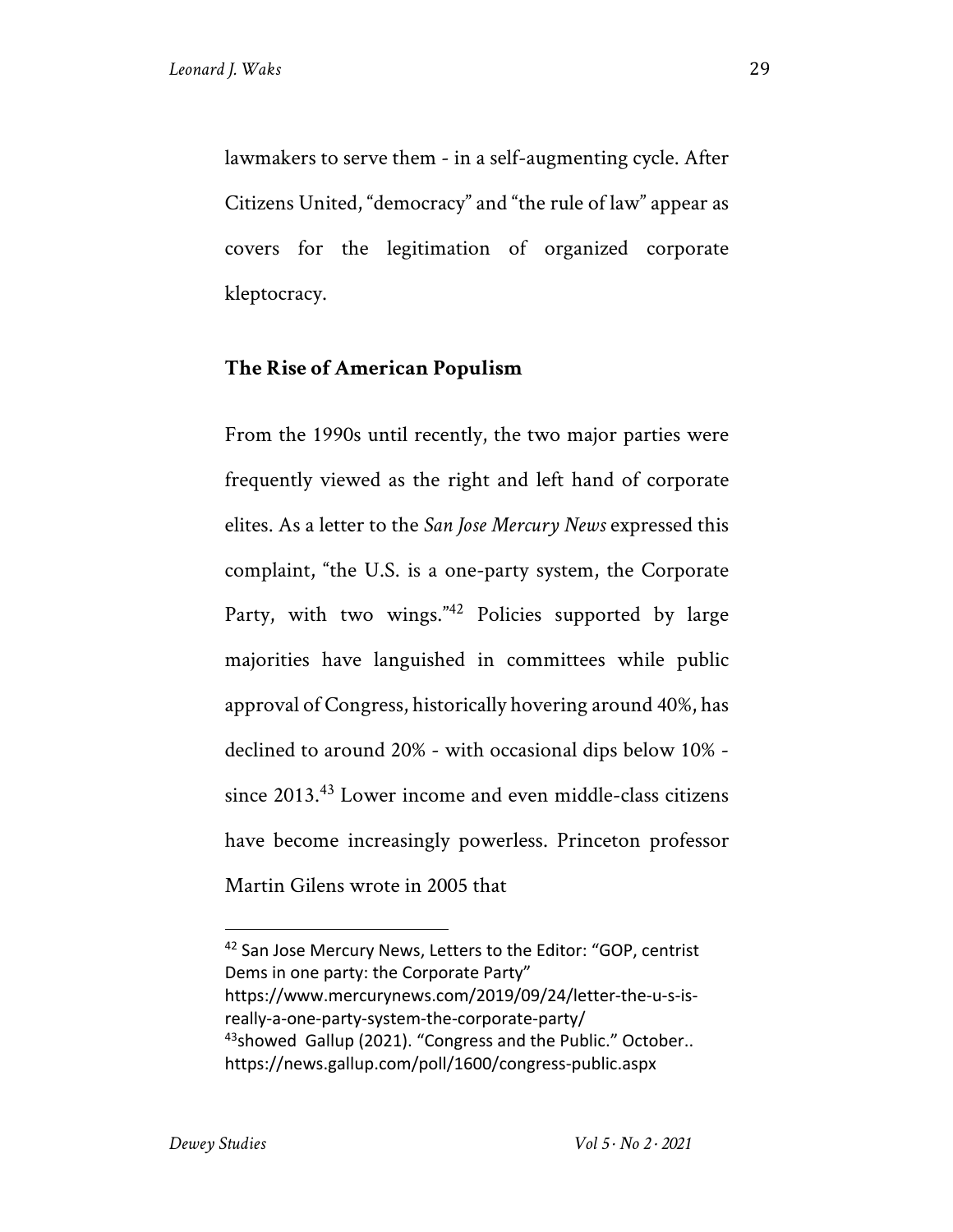lawmakers to serve them - in a self-augmenting cycle. After Citizens United, "democracy" and "the rule of law" appear as covers for the legitimation of organized corporate kleptocracy.

## The Rise of American Populism

From the 1990s until recently, the two major parties were frequently viewed as the right and left hand of corporate elites. As a letter to the *San Jose Mercury News* expressed this complaint, "the U.S. is a one-party system, the Corporate Party, with two wings."[42] Policies supported by large majorities have languished in committees while public approval of Congress, historically hovering around 40%, has declined to around 20% - with occasional dips below 10% - since 2013.[43] Lower income and even middle-class citizens have become increasingly powerless. Princeton professor Martin Gilens wrote in 2005 that

---

[42] San Jose Mercury News, Letters to the Editor: "GOP, centrist Dems in one party: the Corporate Party" https://www.mercurynews.com/2019/09/24/letter-the-u-s-is-really-a-one-party-system-the-corporate-party/

[43]showed Gallup (2021). "Congress and the Public." October.. https://news.gallup.com/poll/1600/congress-public.aspx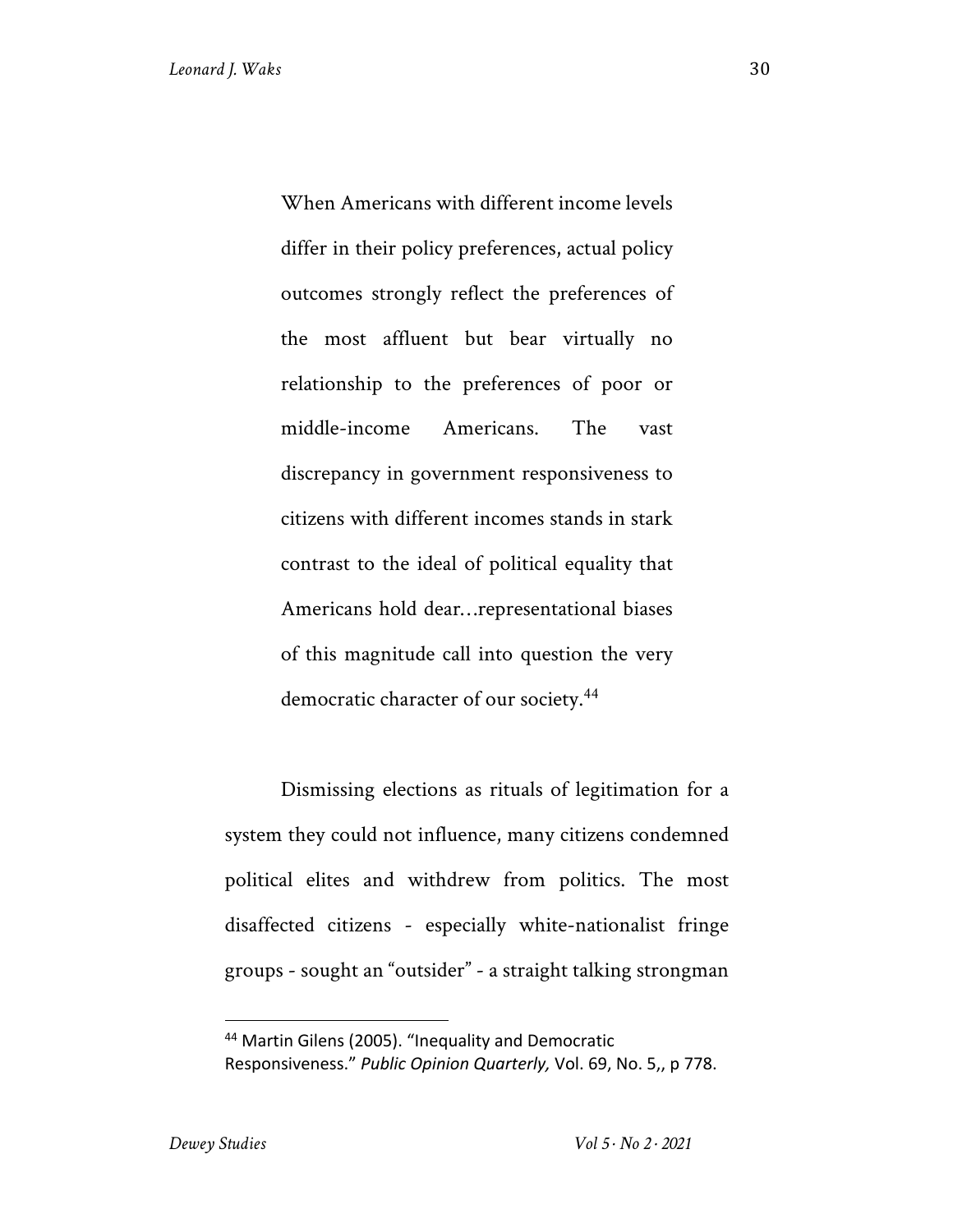> When Americans with different income levels differ in their policy preferences, actual policy outcomes strongly reflect the preferences of the most affluent but bear virtually no relationship to the preferences of poor or middle-income Americans. The vast discrepancy in government responsiveness to citizens with different incomes stands in stark contrast to the ideal of political equality that Americans hold dear…representational biases of this magnitude call into question the very democratic character of our society.[44]

Dismissing elections as rituals of legitimation for a system they could not influence, many citizens condemned political elites and withdrew from politics. The most disaffected citizens - especially white-nationalist fringe groups - sought an "outsider" - a straight talking strongman

---

[44] Martin Gilens (2005). "Inequality and Democratic Responsiveness." *Public Opinion Quarterly,* Vol. 69, No. 5,, p 778.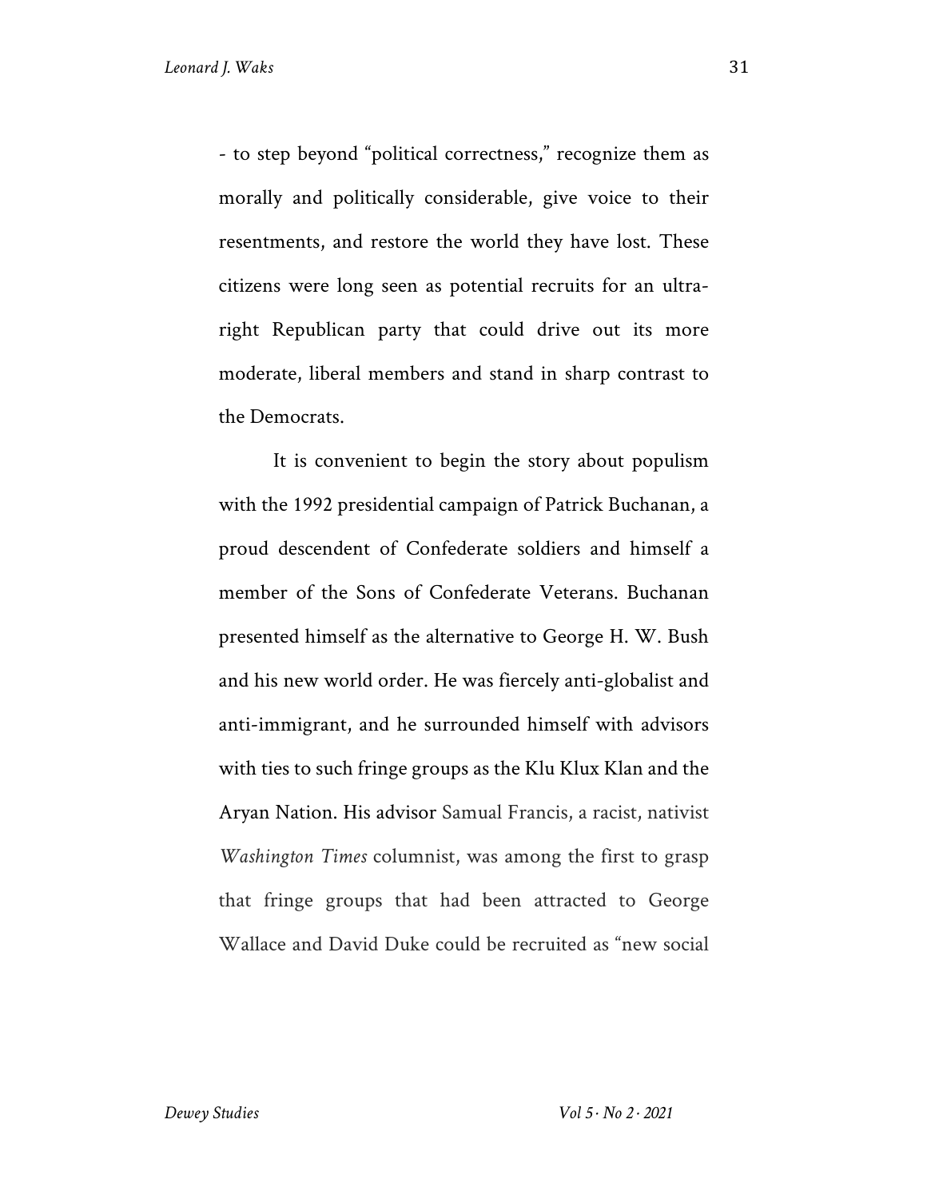- to step beyond "political correctness," recognize them as morally and politically considerable, give voice to their resentments, and restore the world they have lost. These citizens were long seen as potential recruits for an ultra-right Republican party that could drive out its more moderate, liberal members and stand in sharp contrast to the Democrats.

It is convenient to begin the story about populism with the 1992 presidential campaign of Patrick Buchanan, a proud descendent of Confederate soldiers and himself a member of the Sons of Confederate Veterans. Buchanan presented himself as the alternative to George H. W. Bush and his new world order. He was fiercely anti-globalist and anti-immigrant, and he surrounded himself with advisors with ties to such fringe groups as the Klu Klux Klan and the Aryan Nation. His advisor Samual Francis, a racist, nativist *Washington Times* columnist, was among the first to grasp that fringe groups that had been attracted to George Wallace and David Duke could be recruited as "new social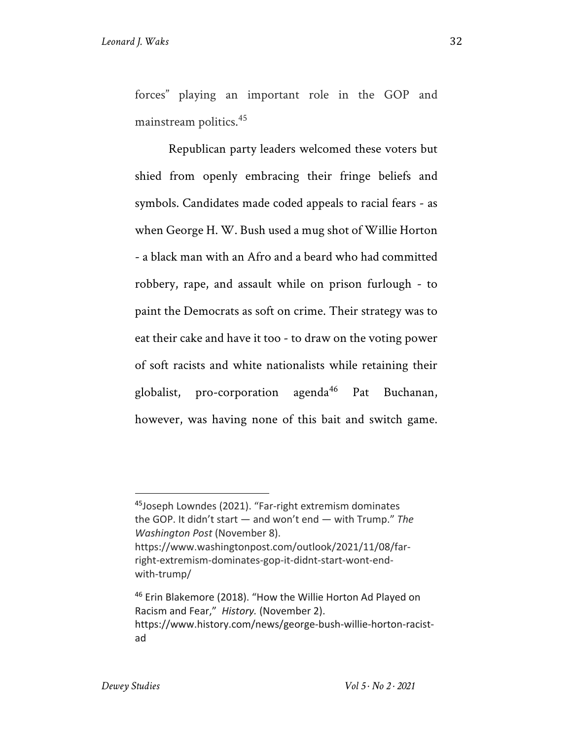forces" playing an important role in the GOP and mainstream politics.[45]

Republican party leaders welcomed these voters but shied from openly embracing their fringe beliefs and symbols. Candidates made coded appeals to racial fears - as when George H. W. Bush used a mug shot of Willie Horton - a black man with an Afro and a beard who had committed robbery, rape, and assault while on prison furlough - to paint the Democrats as soft on crime. Their strategy was to eat their cake and have it too - to draw on the voting power of soft racists and white nationalists while retaining their globalist, pro-corporation agenda[46] Pat Buchanan, however, was having none of this bait and switch game.

---

[45] Joseph Lowndes (2021). "Far-right extremism dominates the GOP. It didn't start — and won't end — with Trump." *The Washington Post* (November 8). https://www.washingtonpost.com/outlook/2021/11/08/far-right-extremism-dominates-gop-it-didnt-start-wont-end-with-trump/

[46] Erin Blakemore (2018). "How the Willie Horton Ad Played on Racism and Fear," *History.* (November 2). https://www.history.com/news/george-bush-willie-horton-racist-ad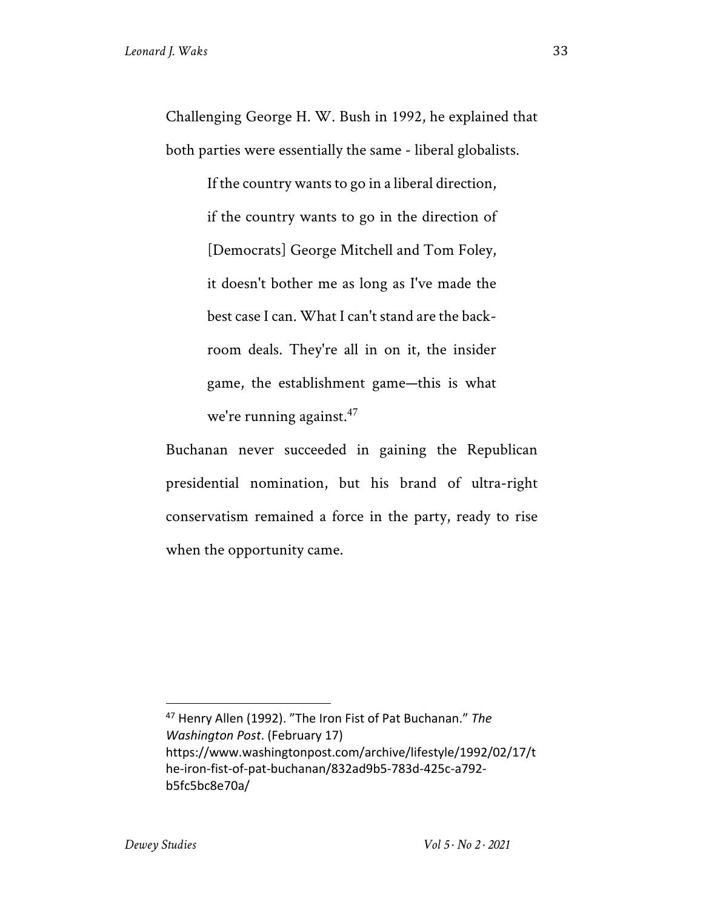Challenging George H. W. Bush in 1992, he explained that both parties were essentially the same - liberal globalists.

> If the country wants to go in a liberal direction, if the country wants to go in the direction of [Democrats] George Mitchell and Tom Foley, it doesn't bother me as long as I've made the best case I can. What I can't stand are the back-room deals. They're all in on it, the insider game, the establishment game—this is what we're running against.[47]

Buchanan never succeeded in gaining the Republican presidential nomination, but his brand of ultra-right conservatism remained a force in the party, ready to rise when the opportunity came.

---

[47] Henry Allen (1992). "The Iron Fist of Pat Buchanan." *The Washington Post*. (February 17) https://www.washingtonpost.com/archive/lifestyle/1992/02/17/the-iron-fist-of-pat-buchanan/832ad9b5-783d-425c-a792-b5fc5bc8e70a/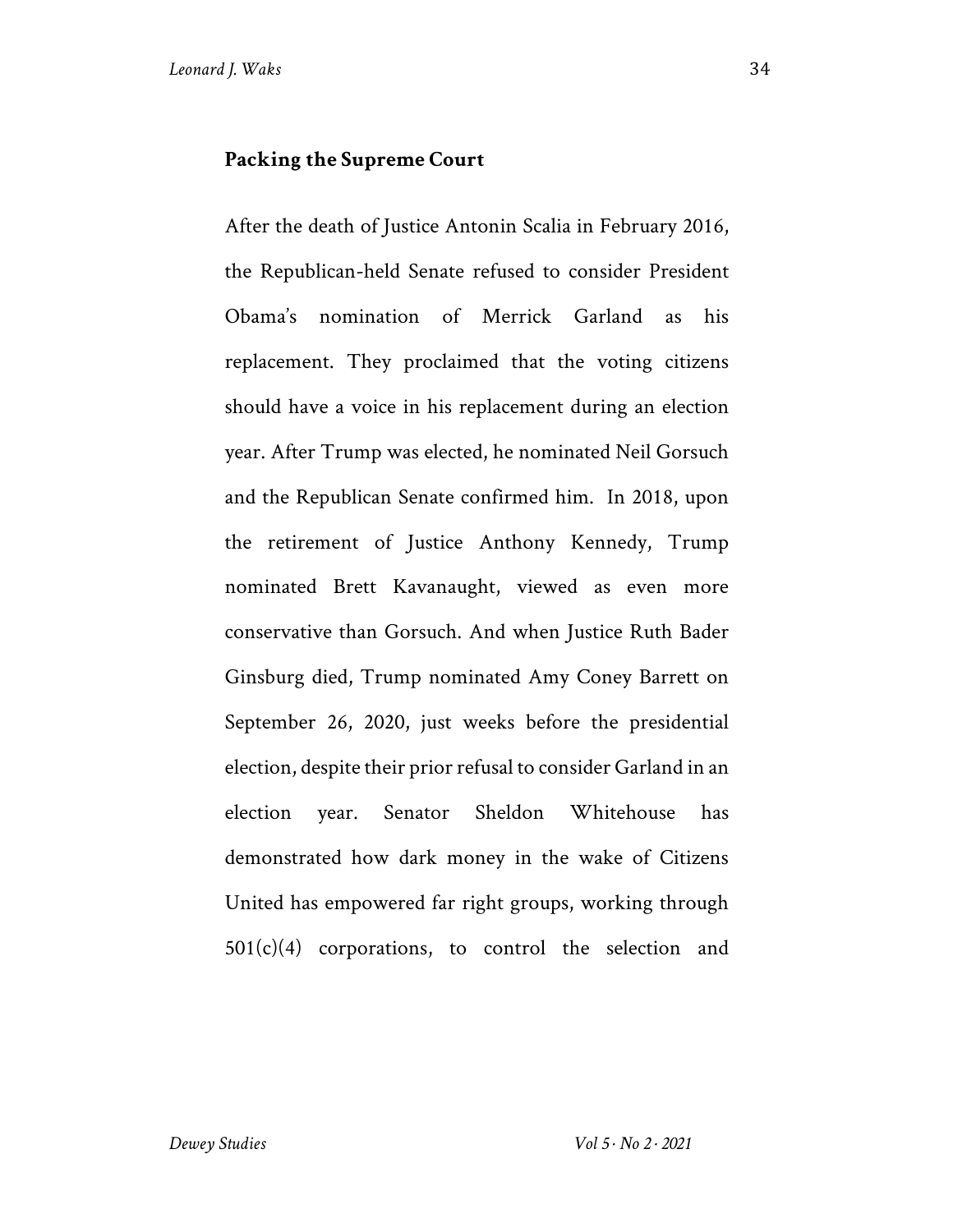## Packing the Supreme Court

After the death of Justice Antonin Scalia in February 2016, the Republican-held Senate refused to consider President Obama's nomination of Merrick Garland as his replacement. They proclaimed that the voting citizens should have a voice in his replacement during an election year. After Trump was elected, he nominated Neil Gorsuch and the Republican Senate confirmed him.  In 2018, upon the retirement of Justice Anthony Kennedy, Trump nominated Brett Kavanaught, viewed as even more conservative than Gorsuch. And when Justice Ruth Bader Ginsburg died, Trump nominated Amy Coney Barrett on September 26, 2020, just weeks before the presidential election, despite their prior refusal to consider Garland in an election year. Senator Sheldon Whitehouse has demonstrated how dark money in the wake of Citizens United has empowered far right groups, working through 501(c)(4) corporations, to control the selection and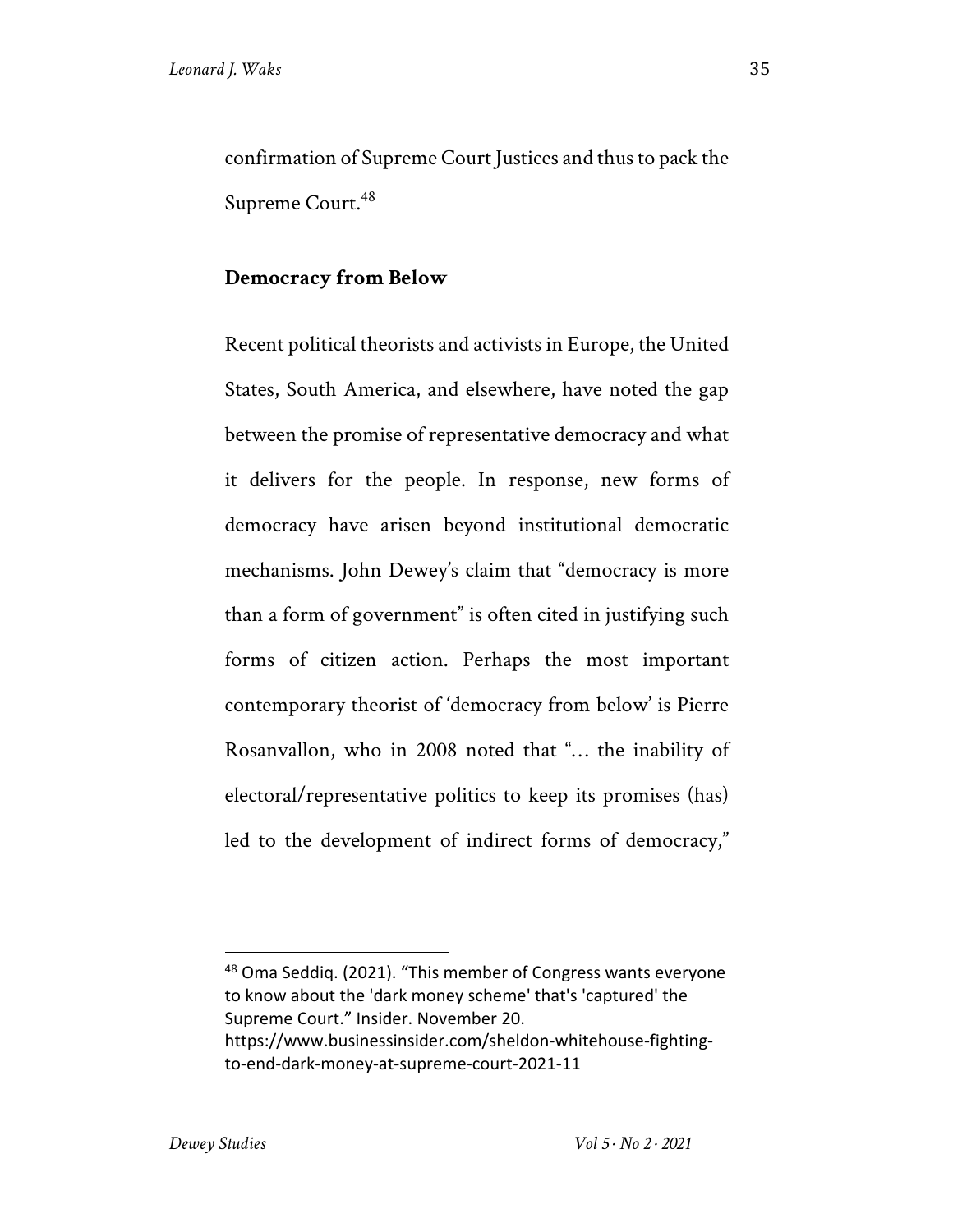confirmation of Supreme Court Justices and thus to pack the Supreme Court.[48]

## Democracy from Below

Recent political theorists and activists in Europe, the United States, South America, and elsewhere, have noted the gap between the promise of representative democracy and what it delivers for the people. In response, new forms of democracy have arisen beyond institutional democratic mechanisms. John Dewey's claim that "democracy is more than a form of government" is often cited in justifying such forms of citizen action. Perhaps the most important contemporary theorist of 'democracy from below' is Pierre Rosanvallon, who in 2008 noted that "… the inability of electoral/representative politics to keep its promises (has) led to the development of indirect forms of democracy,"

---

[48] Oma Seddiq. (2021). "This member of Congress wants everyone to know about the 'dark money scheme' that's 'captured' the Supreme Court." Insider. November 20. https://www.businessinsider.com/sheldon-whitehouse-fighting-to-end-dark-money-at-supreme-court-2021-11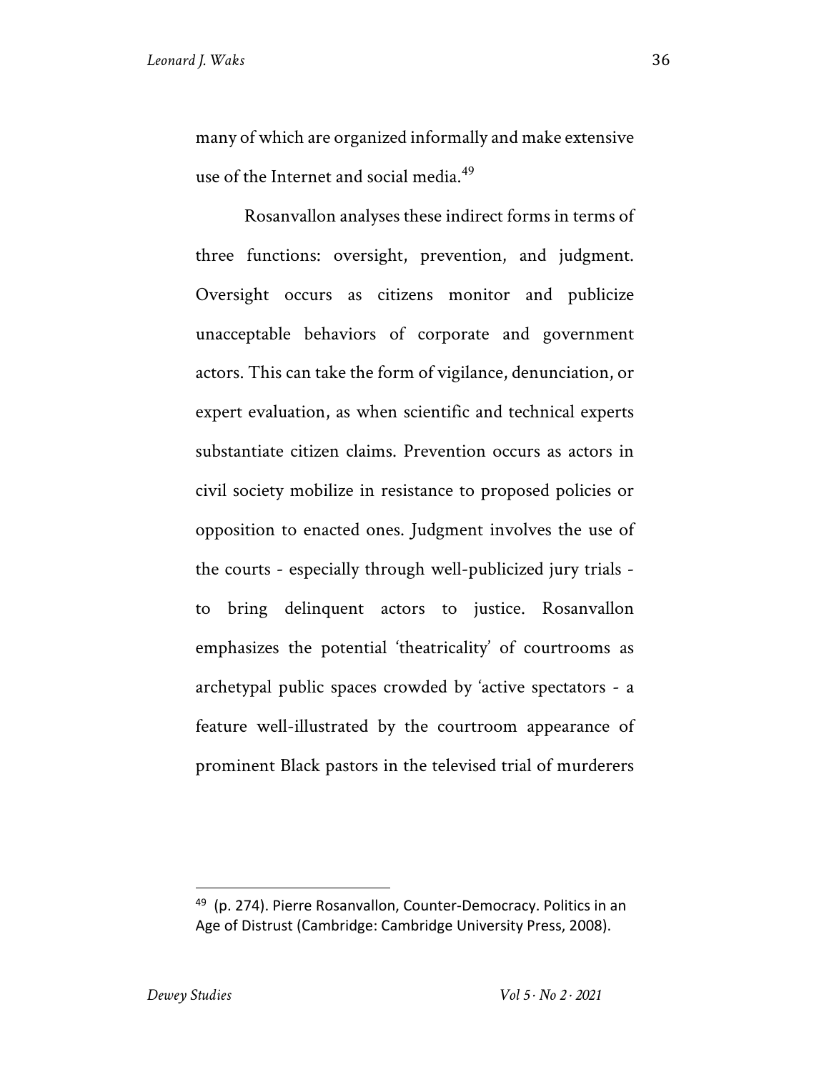many of which are organized informally and make extensive use of the Internet and social media.[49]

Rosanvallon analyses these indirect forms in terms of three functions: oversight, prevention, and judgment. Oversight occurs as citizens monitor and publicize unacceptable behaviors of corporate and government actors. This can take the form of vigilance, denunciation, or expert evaluation, as when scientific and technical experts substantiate citizen claims. Prevention occurs as actors in civil society mobilize in resistance to proposed policies or opposition to enacted ones. Judgment involves the use of the courts - especially through well-publicized jury trials - to bring delinquent actors to justice. Rosanvallon emphasizes the potential 'theatricality' of courtrooms as archetypal public spaces crowded by 'active spectators - a feature well-illustrated by the courtroom appearance of prominent Black pastors in the televised trial of murderers

---

[49] (p. 274). Pierre Rosanvallon, Counter-Democracy. Politics in an Age of Distrust (Cambridge: Cambridge University Press, 2008).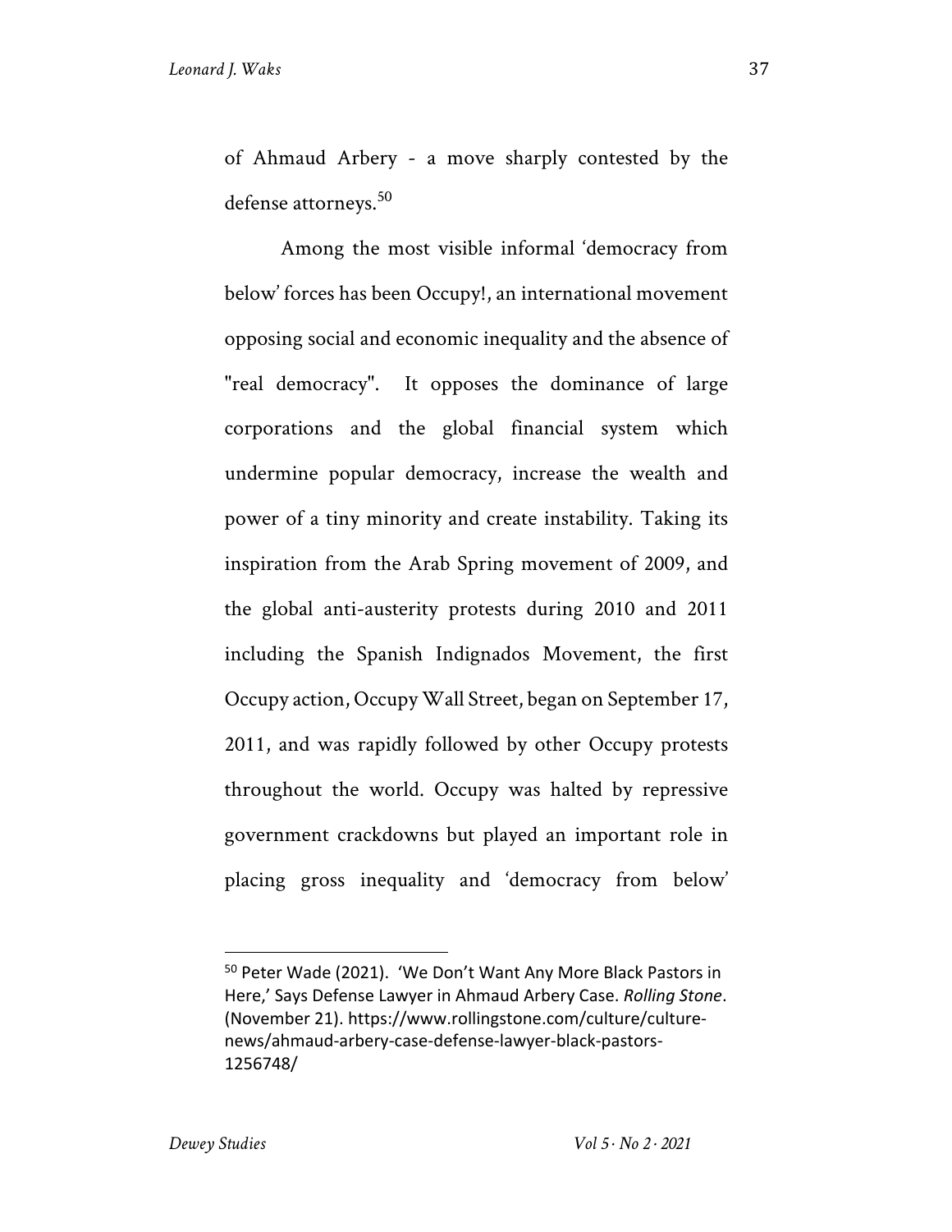of Ahmaud Arbery - a move sharply contested by the defense attorneys.[50]

Among the most visible informal 'democracy from below' forces has been Occupy!, an international movement opposing social and economic inequality and the absence of "real democracy". It opposes the dominance of large corporations and the global financial system which undermine popular democracy, increase the wealth and power of a tiny minority and create instability. Taking its inspiration from the Arab Spring movement of 2009, and the global anti-austerity protests during 2010 and 2011 including the Spanish Indignados Movement, the first Occupy action, Occupy Wall Street, began on September 17, 2011, and was rapidly followed by other Occupy protests throughout the world. Occupy was halted by repressive government crackdowns but played an important role in placing gross inequality and 'democracy from below'

---

[50] Peter Wade (2021). 'We Don't Want Any More Black Pastors in Here,' Says Defense Lawyer in Ahmaud Arbery Case. *Rolling Stone*. (November 21). https://www.rollingstone.com/culture/culture-news/ahmaud-arbery-case-defense-lawyer-black-pastors-1256748/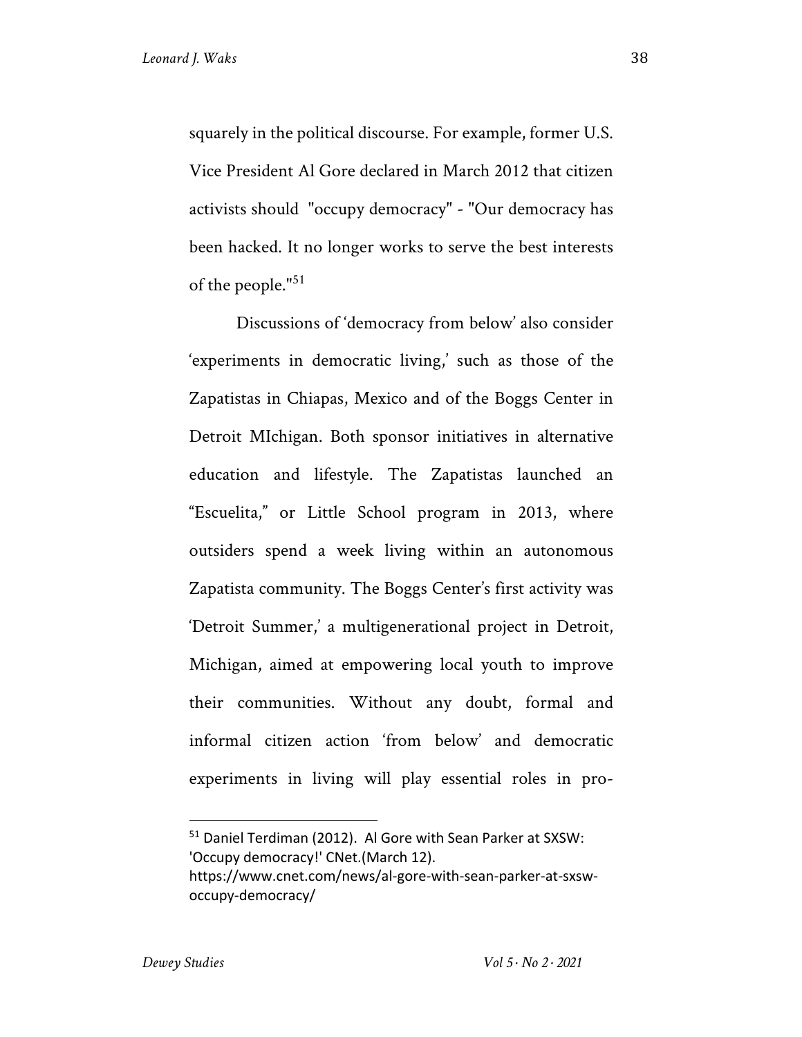squarely in the political discourse. For example, former U.S. Vice President Al Gore declared in March 2012 that citizen activists should "occupy democracy" - "Our democracy has been hacked. It no longer works to serve the best interests of the people."[51]

Discussions of 'democracy from below' also consider 'experiments in democratic living,' such as those of the Zapatistas in Chiapas, Mexico and of the Boggs Center in Detroit MIchigan. Both sponsor initiatives in alternative education and lifestyle. The Zapatistas launched an "Escuelita," or Little School program in 2013, where outsiders spend a week living within an autonomous Zapatista community. The Boggs Center's first activity was 'Detroit Summer,' a multigenerational project in Detroit, Michigan, aimed at empowering local youth to improve their communities. Without any doubt, formal and informal citizen action 'from below' and democratic experiments in living will play essential roles in pro-

---

[51] Daniel Terdiman (2012). Al Gore with Sean Parker at SXSW: 'Occupy democracy!' CNet.(March 12). https://www.cnet.com/news/al-gore-with-sean-parker-at-sxsw-occupy-democracy/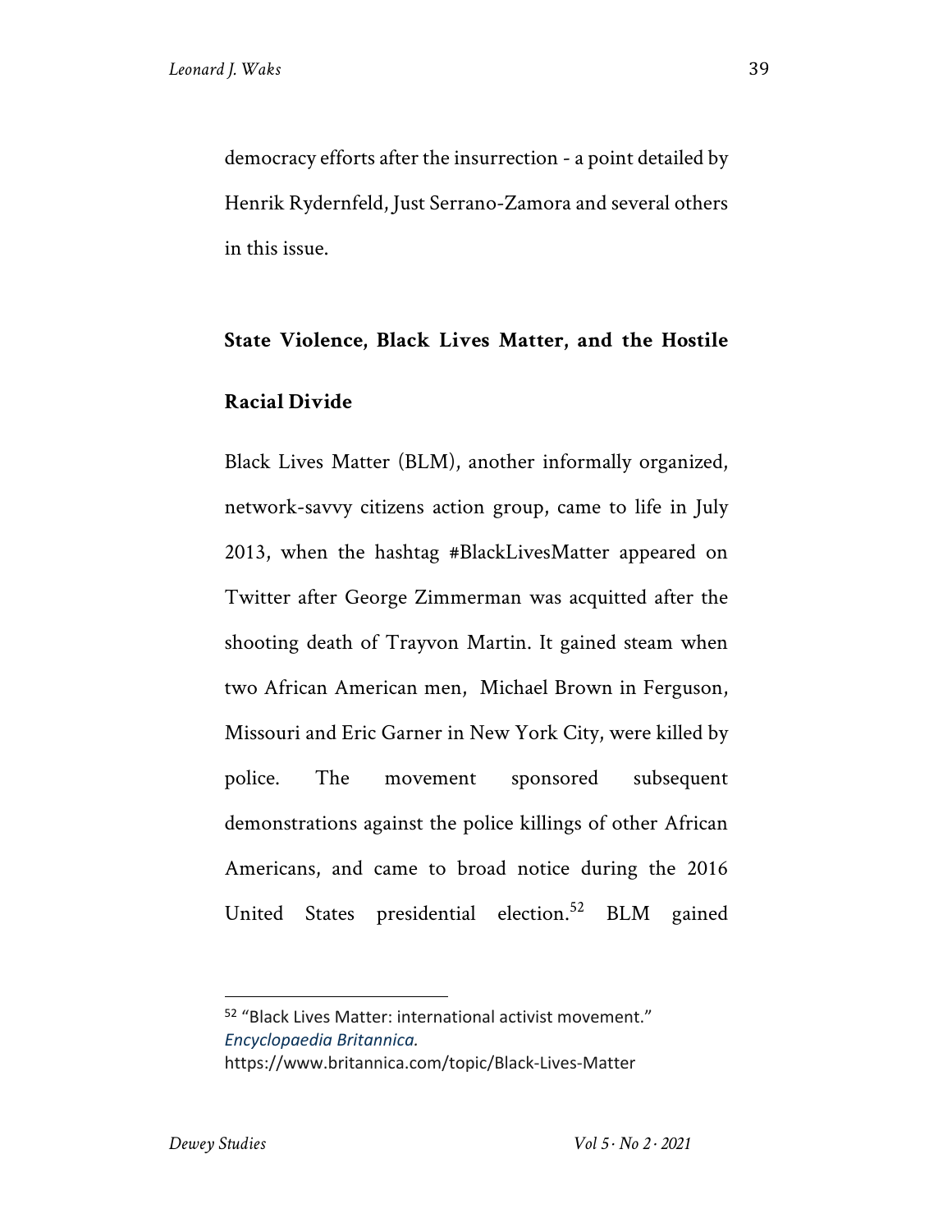democracy efforts after the insurrection - a point detailed by Henrik Rydernfeld, Just Serrano-Zamora and several others in this issue.

## State Violence, Black Lives Matter, and the Hostile Racial Divide

Black Lives Matter (BLM), another informally organized, network-savvy citizens action group, came to life in July 2013, when the hashtag #BlackLivesMatter appeared on Twitter after George Zimmerman was acquitted after the shooting death of Trayvon Martin. It gained steam when two African American men, Michael Brown in Ferguson, Missouri and Eric Garner in New York City, were killed by police. The movement sponsored subsequent demonstrations against the police killings of other African Americans, and came to broad notice during the 2016 United States presidential election.[52] BLM gained

---

[52] "Black Lives Matter: international activist movement." *Encyclopaedia Britannica.* https://www.britannica.com/topic/Black-Lives-Matter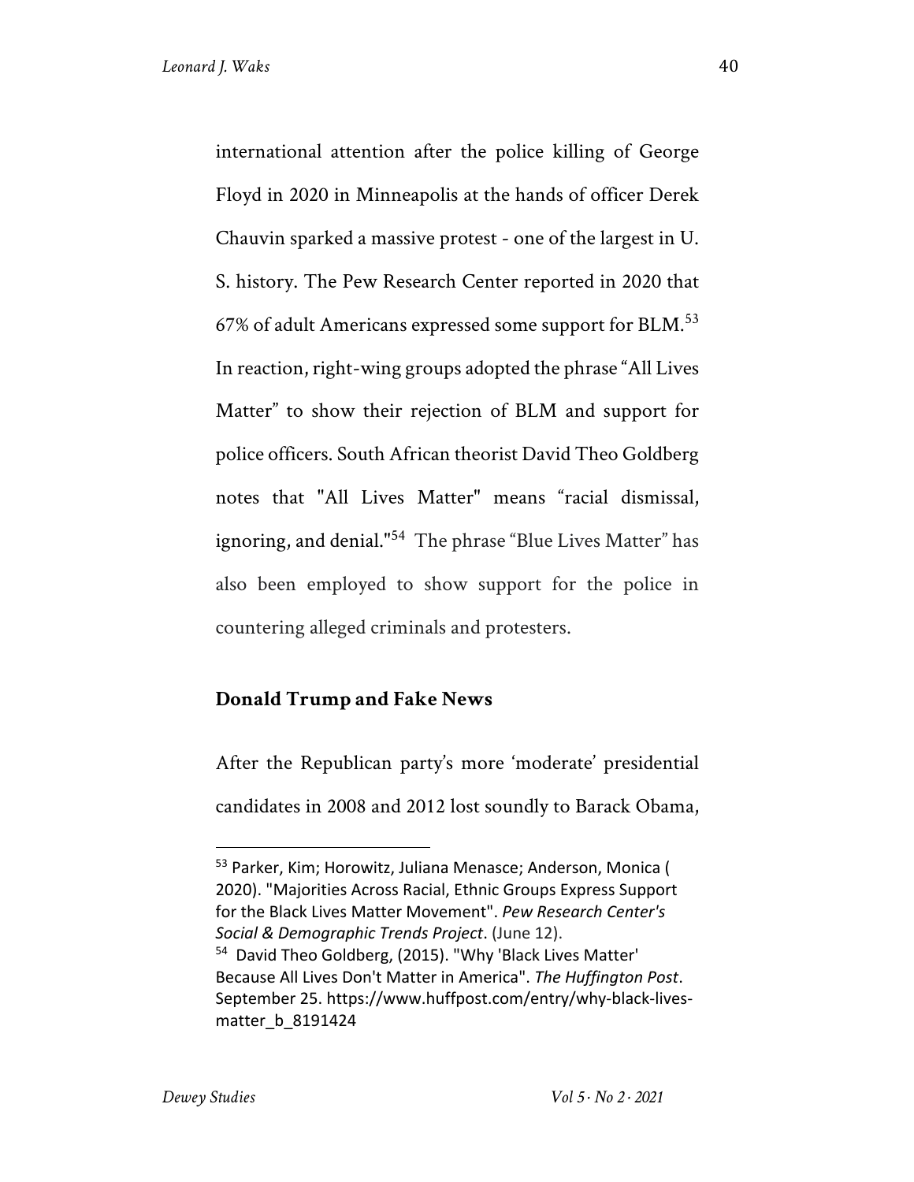international attention after the police killing of George Floyd in 2020 in Minneapolis at the hands of officer Derek Chauvin sparked a massive protest - one of the largest in U. S. history. The Pew Research Center reported in 2020 that 67% of adult Americans expressed some support for BLM.[53] In reaction, right-wing groups adopted the phrase "All Lives Matter" to show their rejection of BLM and support for police officers. South African theorist David Theo Goldberg notes that "All Lives Matter" means "racial dismissal, ignoring, and denial."[54] The phrase "Blue Lives Matter" has also been employed to show support for the police in countering alleged criminals and protesters.

### Donald Trump and Fake News

After the Republican party's more 'moderate' presidential candidates in 2008 and 2012 lost soundly to Barack Obama,

---

[53] Parker, Kim; Horowitz, Juliana Menasce; Anderson, Monica ( 2020). "Majorities Across Racial, Ethnic Groups Express Support for the Black Lives Matter Movement". *Pew Research Center's Social & Demographic Trends Project*. (June 12).

[54] David Theo Goldberg, (2015). "Why 'Black Lives Matter' Because All Lives Don't Matter in America". *The Huffington Post*. September 25. https://www.huffpost.com/entry/why-black-lives-matter_b_8191424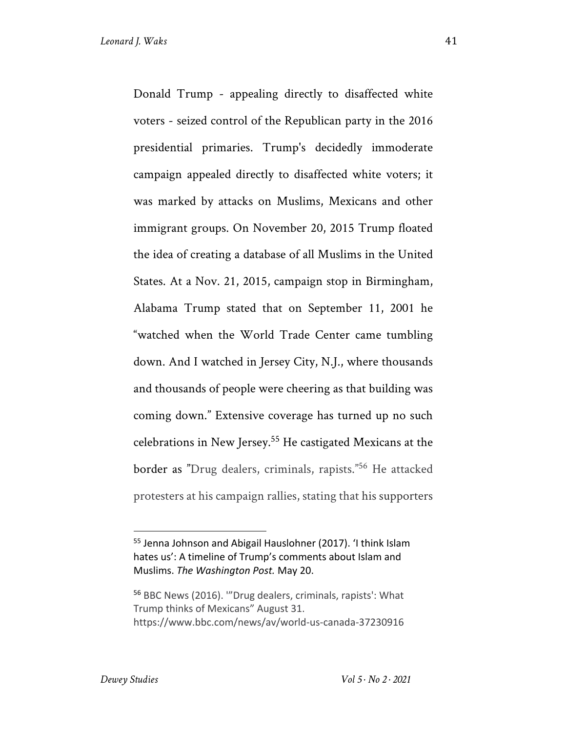Donald Trump - appealing directly to disaffected white voters - seized control of the Republican party in the 2016 presidential primaries. Trump's decidedly immoderate campaign appealed directly to disaffected white voters; it was marked by attacks on Muslims, Mexicans and other immigrant groups. On November 20, 2015 Trump floated the idea of creating a database of all Muslims in the United States. At a Nov. 21, 2015, campaign stop in Birmingham, Alabama Trump stated that on September 11, 2001 he "watched when the World Trade Center came tumbling down. And I watched in Jersey City, N.J., where thousands and thousands of people were cheering as that building was coming down." Extensive coverage has turned up no such celebrations in New Jersey.[55] He castigated Mexicans at the border as "Drug dealers, criminals, rapists."[56] He attacked protesters at his campaign rallies, stating that his supporters

---

[55] Jenna Johnson and Abigail Hauslohner (2017). 'I think Islam hates us': A timeline of Trump's comments about Islam and Muslims. *The Washington Post.* May 20.

[56] BBC News (2016). '"Drug dealers, criminals, rapists': What Trump thinks of Mexicans" August 31. https://www.bbc.com/news/av/world-us-canada-37230916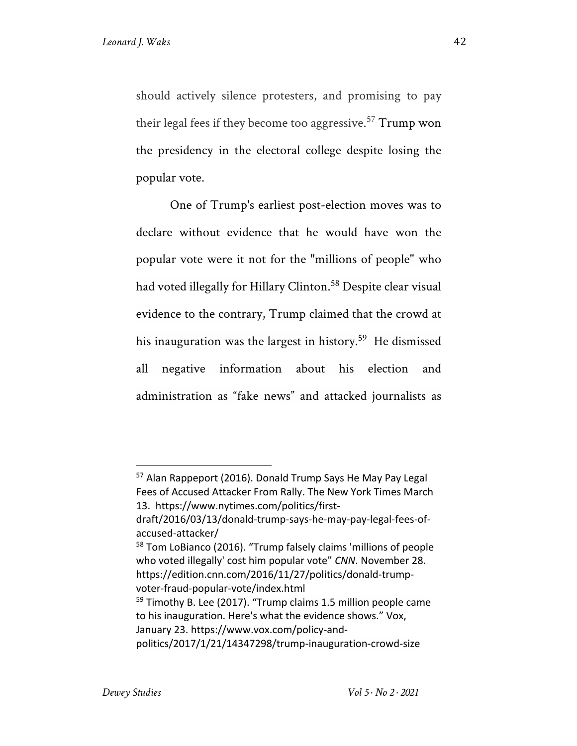should actively silence protesters, and promising to pay their legal fees if they become too aggressive.[57] Trump won the presidency in the electoral college despite losing the popular vote.

One of Trump's earliest post-election moves was to declare without evidence that he would have won the popular vote were it not for the "millions of people" who had voted illegally for Hillary Clinton.[58] Despite clear visual evidence to the contrary, Trump claimed that the crowd at his inauguration was the largest in history.[59] He dismissed all negative information about his election and administration as "fake news" and attacked journalists as

---

[57] Alan Rappeport (2016). Donald Trump Says He May Pay Legal Fees of Accused Attacker From Rally. The New York Times March 13. https://www.nytimes.com/politics/first-draft/2016/03/13/donald-trump-says-he-may-pay-legal-fees-of-accused-attacker/

[58] Tom LoBianco (2016). "Trump falsely claims 'millions of people who voted illegally' cost him popular vote" *CNN*. November 28. https://edition.cnn.com/2016/11/27/politics/donald-trump-voter-fraud-popular-vote/index.html

[59] Timothy B. Lee (2017). "Trump claims 1.5 million people came to his inauguration. Here's what the evidence shows." Vox, January 23. https://www.vox.com/policy-and-politics/2017/1/21/14347298/trump-inauguration-crowd-size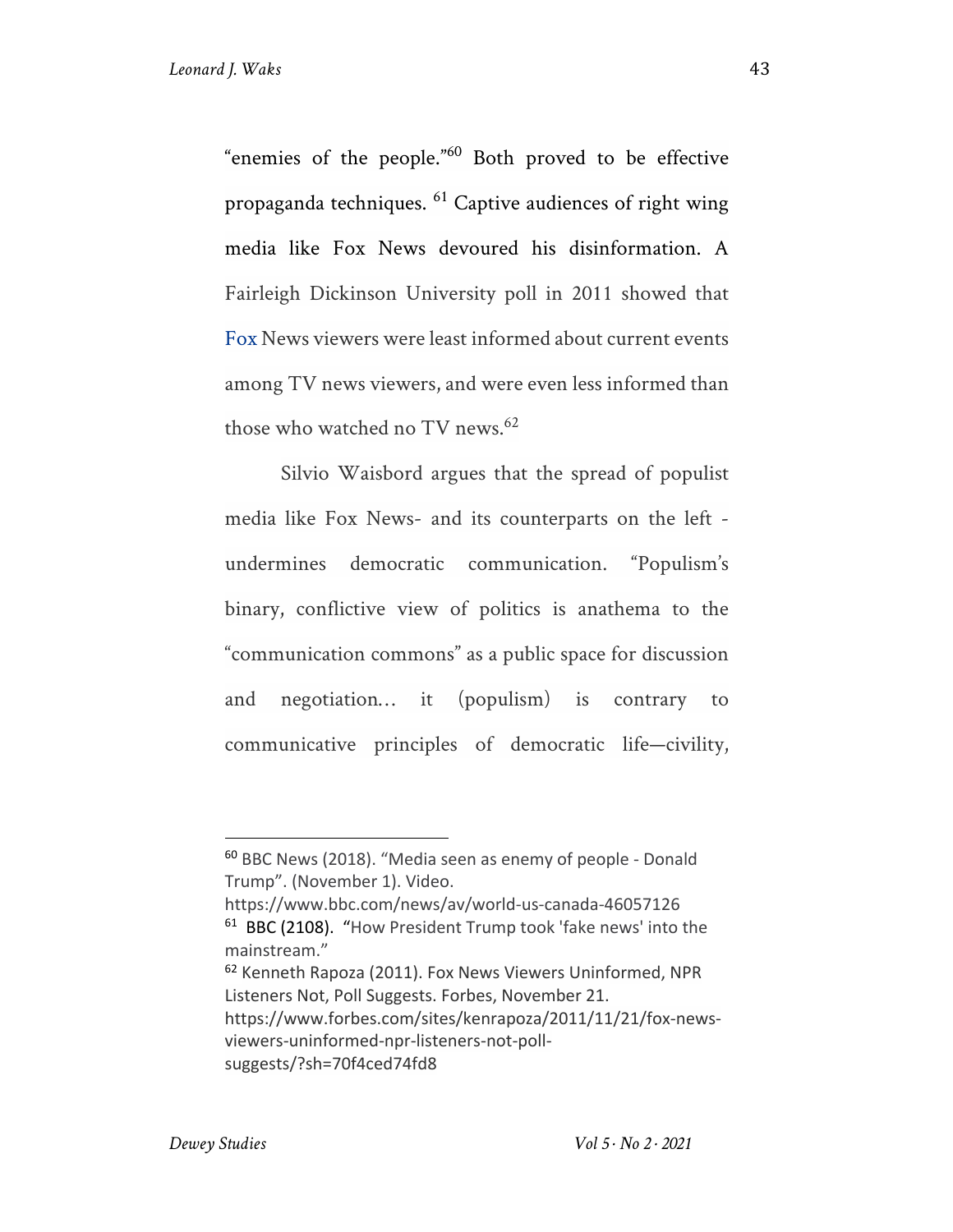"enemies of the people."[60] Both proved to be effective propaganda techniques. [61] Captive audiences of right wing media like Fox News devoured his disinformation. A Fairleigh Dickinson University poll in 2011 showed that Fox News viewers were least informed about current events among TV news viewers, and were even less informed than those who watched no TV news.[62]

Silvio Waisbord argues that the spread of populist media like Fox News- and its counterparts on the left - undermines democratic communication. "Populism's binary, conflictive view of politics is anathema to the "communication commons" as a public space for discussion and negotiation… it (populism) is contrary to communicative principles of democratic life—civility,

---

[60] BBC News (2018). "Media seen as enemy of people - Donald Trump". (November 1). Video. https://www.bbc.com/news/av/world-us-canada-46057126

[61] BBC (2108). "How President Trump took 'fake news' into the mainstream."

[62] Kenneth Rapoza (2011). Fox News Viewers Uninformed, NPR Listeners Not, Poll Suggests. Forbes, November 21. https://www.forbes.com/sites/kenrapoza/2011/11/21/fox-news-viewers-uninformed-npr-listeners-not-poll-suggests/?sh=70f4ced74fd8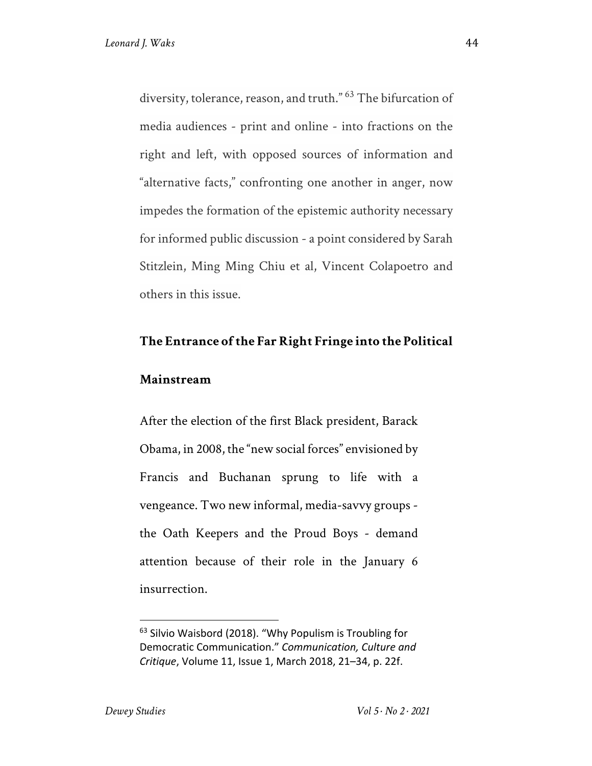diversity, tolerance, reason, and truth."[63] The bifurcation of media audiences - print and online - into fractions on the right and left, with opposed sources of information and "alternative facts," confronting one another in anger, now impedes the formation of the epistemic authority necessary for informed public discussion - a point considered by Sarah Stitzlein, Ming Ming Chiu et al, Vincent Colapoetro and others in this issue.

## The Entrance of the Far Right Fringe into the Political Mainstream

After the election of the first Black president, Barack Obama, in 2008, the "new social forces" envisioned by Francis and Buchanan sprung to life with a vengeance. Two new informal, media-savvy groups - the Oath Keepers and the Proud Boys - demand attention because of their role in the January 6 insurrection.

---

[63] Silvio Waisbord (2018). "Why Populism is Troubling for Democratic Communication." *Communication, Culture and Critique*, Volume 11, Issue 1, March 2018, 21–34, p. 22f.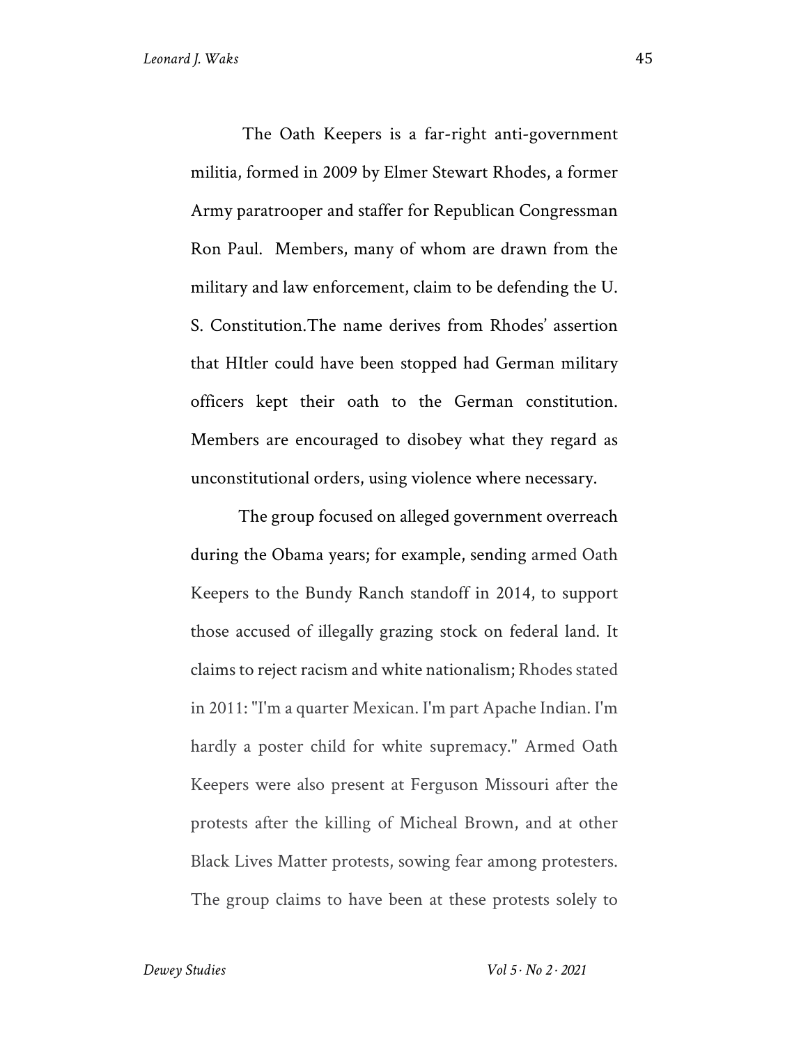The Oath Keepers is a far-right anti-government militia, formed in 2009 by Elmer Stewart Rhodes, a former Army paratrooper and staffer for Republican Congressman Ron Paul. Members, many of whom are drawn from the military and law enforcement, claim to be defending the U. S. Constitution.The name derives from Rhodes' assertion that HItler could have been stopped had German military officers kept their oath to the German constitution. Members are encouraged to disobey what they regard as unconstitutional orders, using violence where necessary.

The group focused on alleged government overreach during the Obama years; for example, sending armed Oath Keepers to the Bundy Ranch standoff in 2014, to support those accused of illegally grazing stock on federal land. It claims to reject racism and white nationalism; Rhodes stated in 2011: "I'm a quarter Mexican. I'm part Apache Indian. I'm hardly a poster child for white supremacy." Armed Oath Keepers were also present at Ferguson Missouri after the protests after the killing of Micheal Brown, and at other Black Lives Matter protests, sowing fear among protesters. The group claims to have been at these protests solely to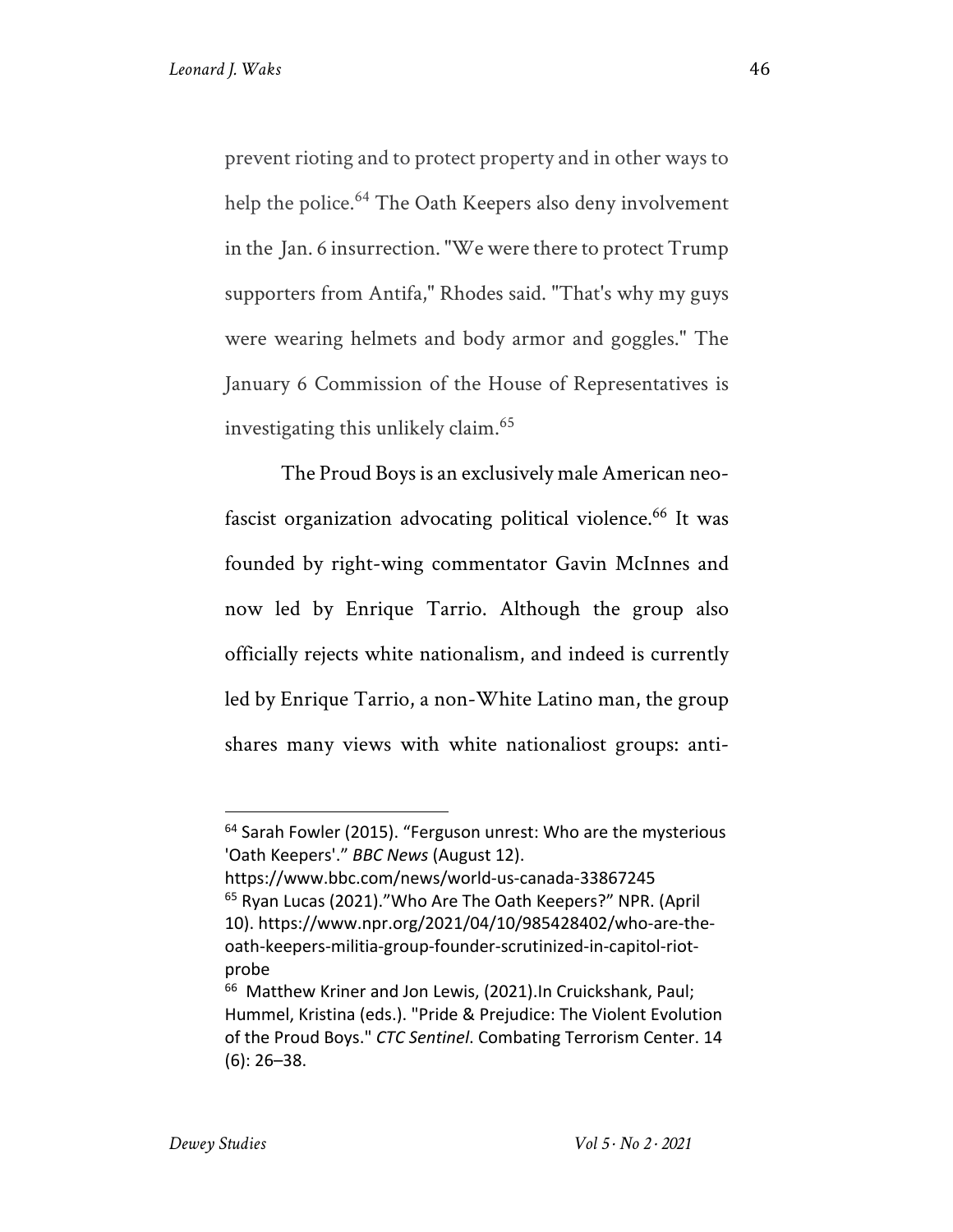prevent rioting and to protect property and in other ways to help the police.[64] The Oath Keepers also deny involvement in the Jan. 6 insurrection. "We were there to protect Trump supporters from Antifa," Rhodes said. "That's why my guys were wearing helmets and body armor and goggles." The January 6 Commission of the House of Representatives is investigating this unlikely claim.[65]

The Proud Boys is an exclusively male American neo-fascist organization advocating political violence.[66] It was founded by right-wing commentator Gavin McInnes and now led by Enrique Tarrio. Although the group also officially rejects white nationalism, and indeed is currently led by Enrique Tarrio, a non-White Latino man, the group shares many views with white nationaliost groups: anti-

---

[64] Sarah Fowler (2015). "Ferguson unrest: Who are the mysterious 'Oath Keepers'." *BBC News* (August 12). https://www.bbc.com/news/world-us-canada-33867245

[65] Ryan Lucas (2021)."Who Are The Oath Keepers?" NPR. (April 10). https://www.npr.org/2021/04/10/985428402/who-are-the-oath-keepers-militia-group-founder-scrutinized-in-capitol-riot-probe

[66] Matthew Kriner and Jon Lewis, (2021).In Cruickshank, Paul; Hummel, Kristina (eds.). "Pride & Prejudice: The Violent Evolution of the Proud Boys." *CTC Sentinel*. Combating Terrorism Center. 14 (6): 26–38.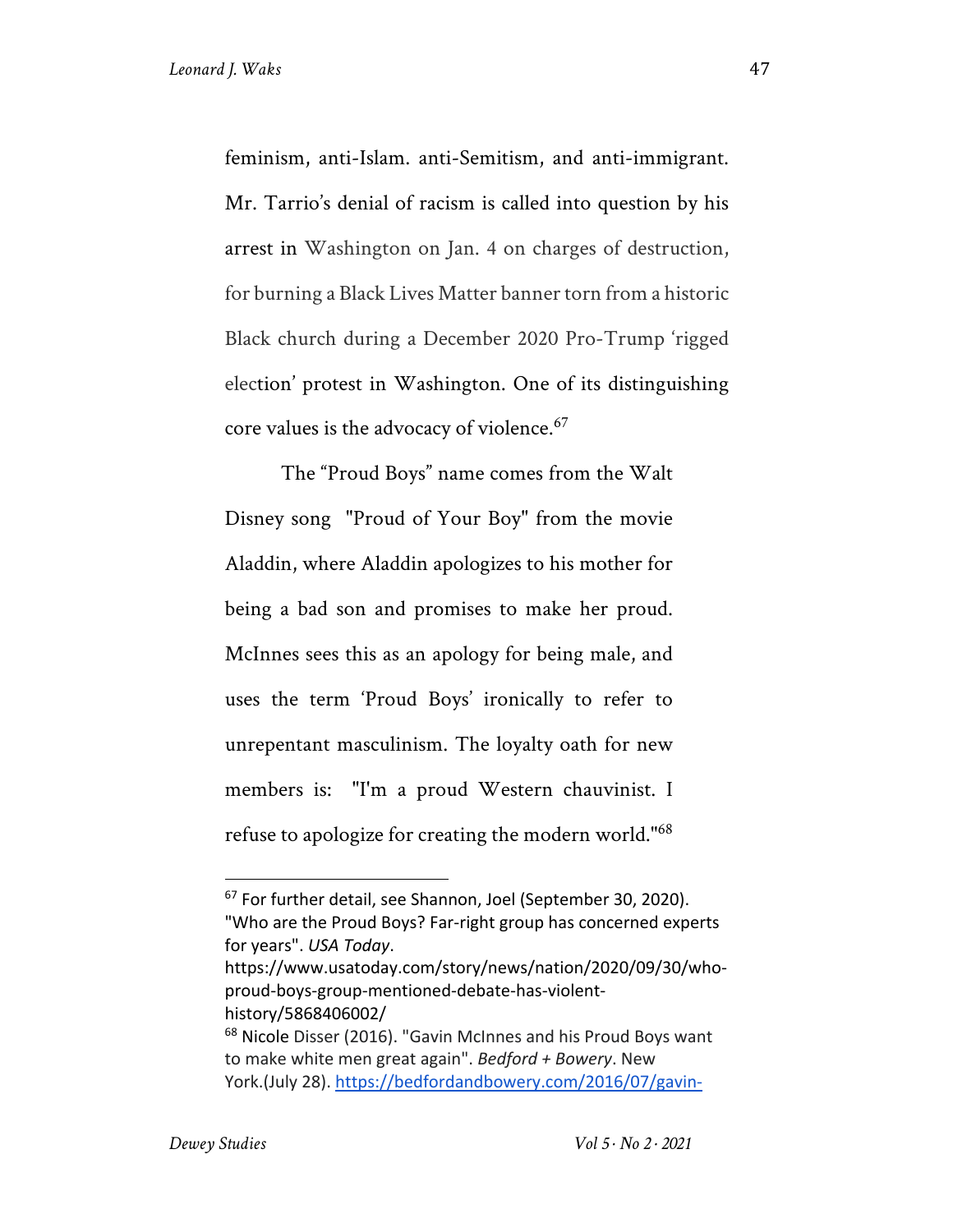feminism, anti-Islam. anti-Semitism, and anti-immigrant. Mr. Tarrio's denial of racism is called into question by his arrest in Washington on Jan. 4 on charges of destruction, for burning a Black Lives Matter banner torn from a historic Black church during a December 2020 Pro-Trump 'rigged election' protest in Washington. One of its distinguishing core values is the advocacy of violence.[67]

The "Proud Boys" name comes from the Walt Disney song "Proud of Your Boy" from the movie Aladdin, where Aladdin apologizes to his mother for being a bad son and promises to make her proud. McInnes sees this as an apology for being male, and uses the term 'Proud Boys' ironically to refer to unrepentant masculinism. The loyalty oath for new members is: "I'm a proud Western chauvinist. I refuse to apologize for creating the modern world."[68]

---

[67] For further detail, see Shannon, Joel (September 30, 2020). "Who are the Proud Boys? Far-right group has concerned experts for years". *USA Today*. https://www.usatoday.com/story/news/nation/2020/09/30/who-proud-boys-group-mentioned-debate-has-violent-history/5868406002/

[68] Nicole Disser (2016). "Gavin McInnes and his Proud Boys want to make white men great again". *Bedford + Bowery*. New York.(July 28). https://bedfordandbowery.com/2016/07/gavin-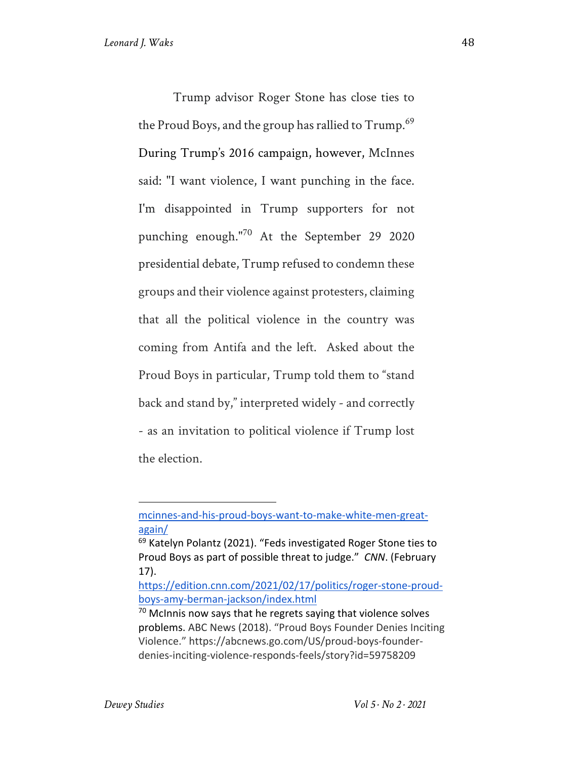Trump advisor Roger Stone has close ties to the Proud Boys, and the group has rallied to Trump.[69] During Trump's 2016 campaign, however, McInnes said: "I want violence, I want punching in the face. I'm disappointed in Trump supporters for not punching enough."[70] At the September 29 2020 presidential debate, Trump refused to condemn these groups and their violence against protesters, claiming that all the political violence in the country was coming from Antifa and the left. Asked about the Proud Boys in particular, Trump told them to "stand back and stand by," interpreted widely - and correctly - as an invitation to political violence if Trump lost the election.

---

mcinnes-and-his-proud-boys-want-to-make-white-men-great-again/

[69] Katelyn Polantz (2021). "Feds investigated Roger Stone ties to Proud Boys as part of possible threat to judge." *CNN*. (February 17). https://edition.cnn.com/2021/02/17/politics/roger-stone-proud-boys-amy-berman-jackson/index.html

[70] McInnis now says that he regrets saying that violence solves problems. ABC News (2018). "Proud Boys Founder Denies Inciting Violence." https://abcnews.go.com/US/proud-boys-founder-denies-inciting-violence-responds-feels/story?id=59758209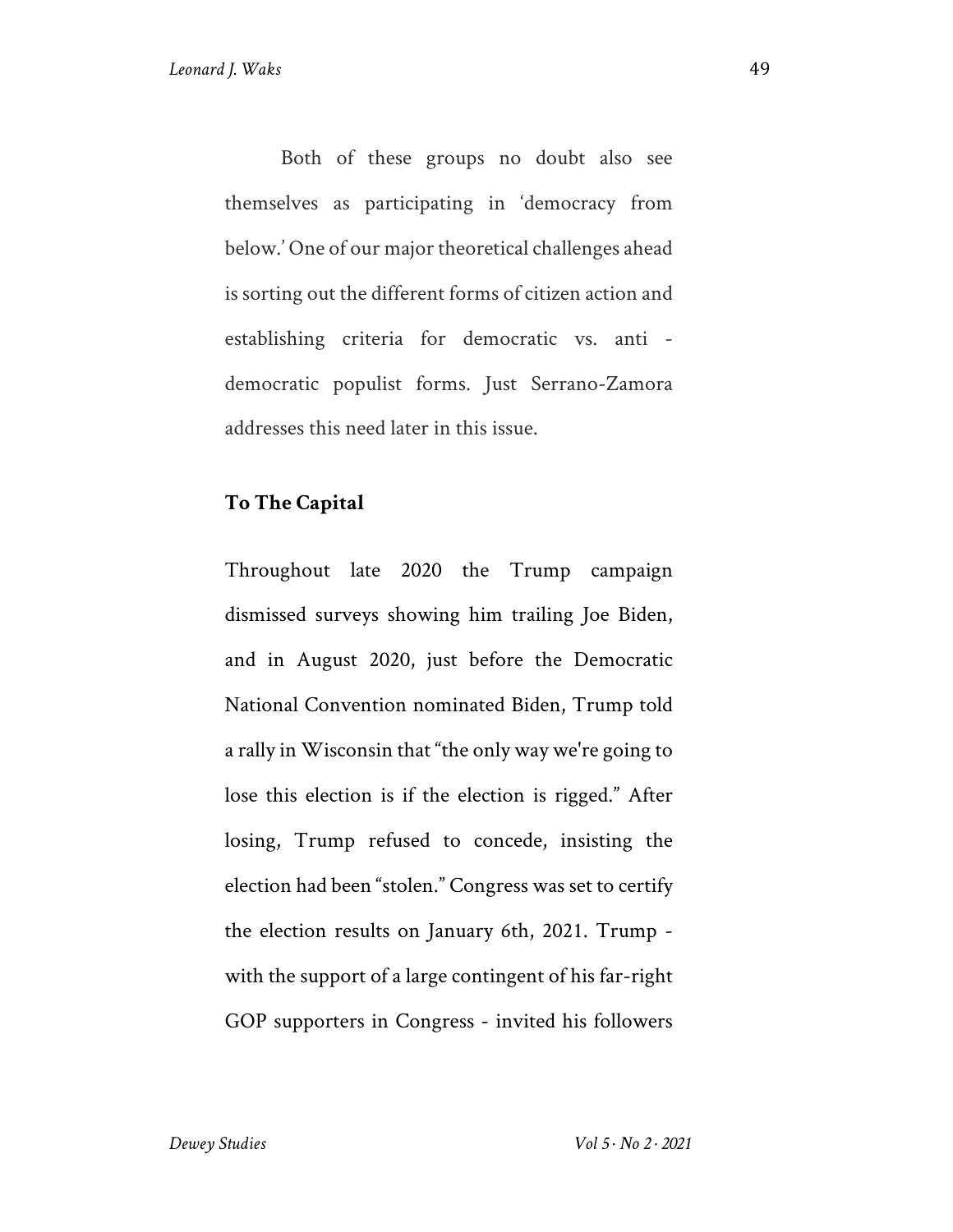Both of these groups no doubt also see themselves as participating in 'democracy from below.' One of our major theoretical challenges ahead is sorting out the different forms of citizen action and establishing criteria for democratic vs. anti - democratic populist forms. Just Serrano-Zamora addresses this need later in this issue.

**To The Capital**

Throughout late 2020 the Trump campaign dismissed surveys showing him trailing Joe Biden, and in August 2020, just before the Democratic National Convention nominated Biden, Trump told a rally in Wisconsin that "the only way we're going to lose this election is if the election is rigged." After losing, Trump refused to concede, insisting the election had been "stolen." Congress was set to certify the election results on January 6th, 2021. Trump - with the support of a large contingent of his far-right GOP supporters in Congress - invited his followers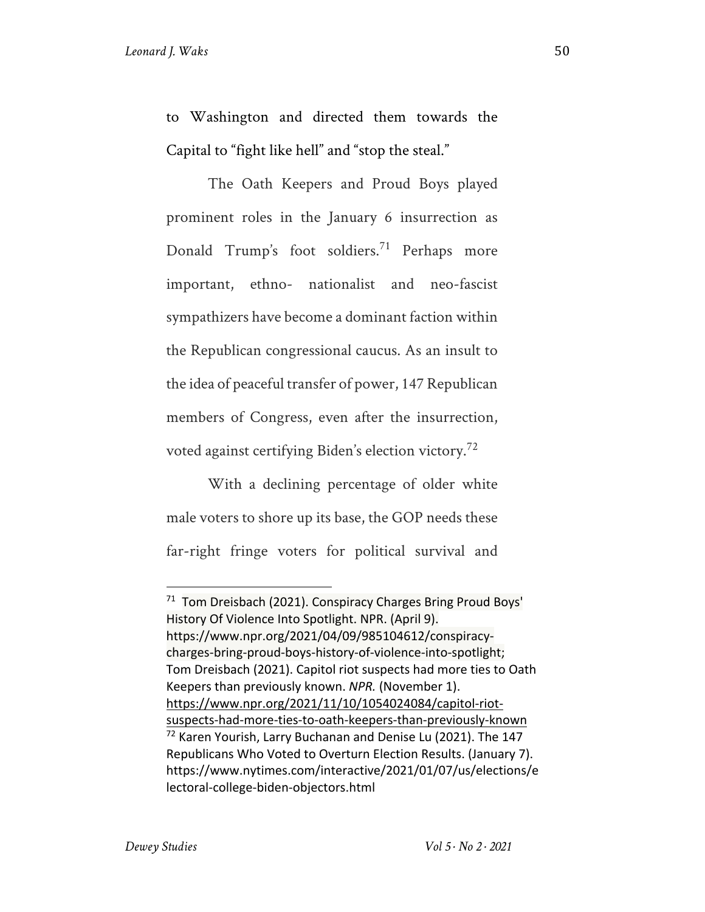to Washington and directed them towards the Capital to "fight like hell" and "stop the steal."

The Oath Keepers and Proud Boys played prominent roles in the January 6 insurrection as Donald Trump's foot soldiers.[71] Perhaps more important, ethno- nationalist and neo-fascist sympathizers have become a dominant faction within the Republican congressional caucus. As an insult to the idea of peaceful transfer of power, 147 Republican members of Congress, even after the insurrection, voted against certifying Biden's election victory.[72]

With a declining percentage of older white male voters to shore up its base, the GOP needs these far-right fringe voters for political survival and

---

[71] Tom Dreisbach (2021). Conspiracy Charges Bring Proud Boys' History Of Violence Into Spotlight. NPR. (April 9). https://www.npr.org/2021/04/09/985104612/conspiracy-charges-bring-proud-boys-history-of-violence-into-spotlight; Tom Dreisbach (2021). Capitol riot suspects had more ties to Oath Keepers than previously known. *NPR.* (November 1). https://www.npr.org/2021/11/10/1054024084/capitol-riot-suspects-had-more-ties-to-oath-keepers-than-previously-known

[72] Karen Yourish, Larry Buchanan and Denise Lu (2021). The 147 Republicans Who Voted to Overturn Election Results. (January 7). https://www.nytimes.com/interactive/2021/01/07/us/elections/electoral-college-biden-objectors.html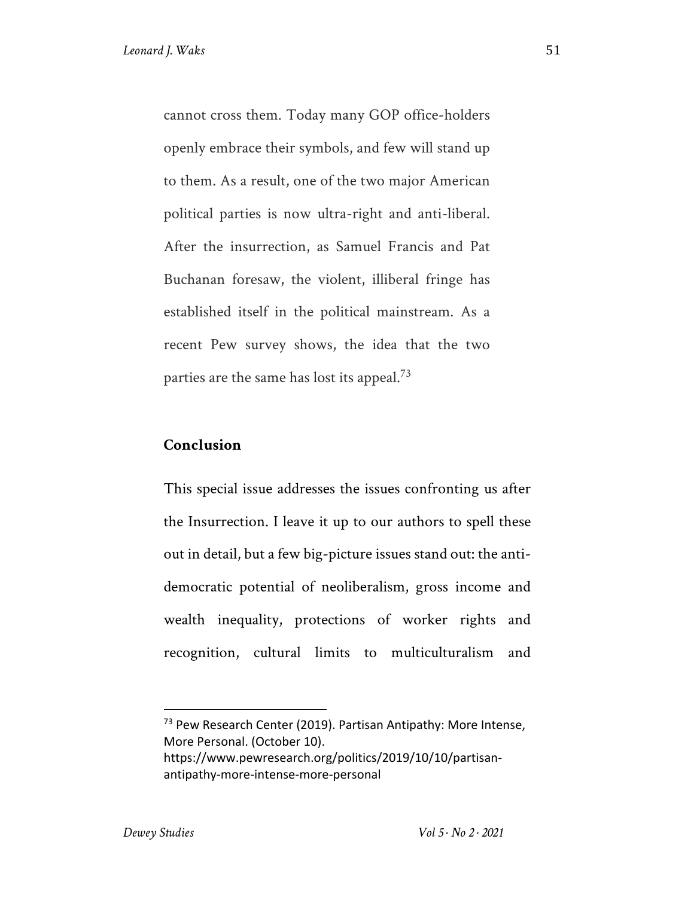cannot cross them. Today many GOP office-holders openly embrace their symbols, and few will stand up to them. As a result, one of the two major American political parties is now ultra-right and anti-liberal. After the insurrection, as Samuel Francis and Pat Buchanan foresaw, the violent, illiberal fringe has established itself in the political mainstream. As a recent Pew survey shows, the idea that the two parties are the same has lost its appeal.[73]

## Conclusion

This special issue addresses the issues confronting us after the Insurrection. I leave it up to our authors to spell these out in detail, but a few big-picture issues stand out: the anti-democratic potential of neoliberalism, gross income and wealth inequality, protections of worker rights and recognition, cultural limits to multiculturalism and

---

[73] Pew Research Center (2019). Partisan Antipathy: More Intense, More Personal. (October 10). https://www.pewresearch.org/politics/2019/10/10/partisan-antipathy-more-intense-more-personal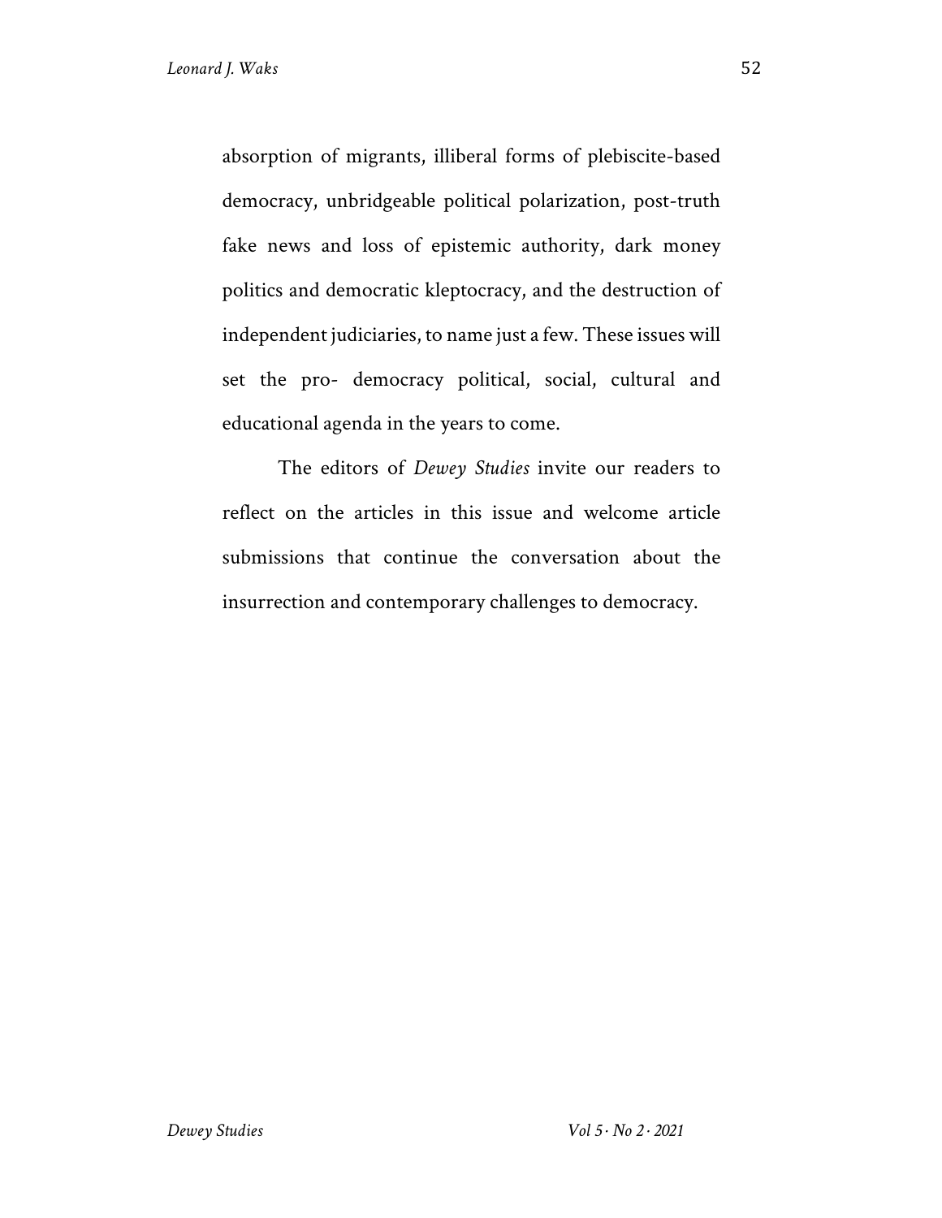absorption of migrants, illiberal forms of plebiscite-based democracy, unbridgeable political polarization, post-truth fake news and loss of epistemic authority, dark money politics and democratic kleptocracy, and the destruction of independent judiciaries, to name just a few. These issues will set the pro- democracy political, social, cultural and educational agenda in the years to come.

The editors of *Dewey Studies* invite our readers to reflect on the articles in this issue and welcome article submissions that continue the conversation about the insurrection and contemporary challenges to democracy.